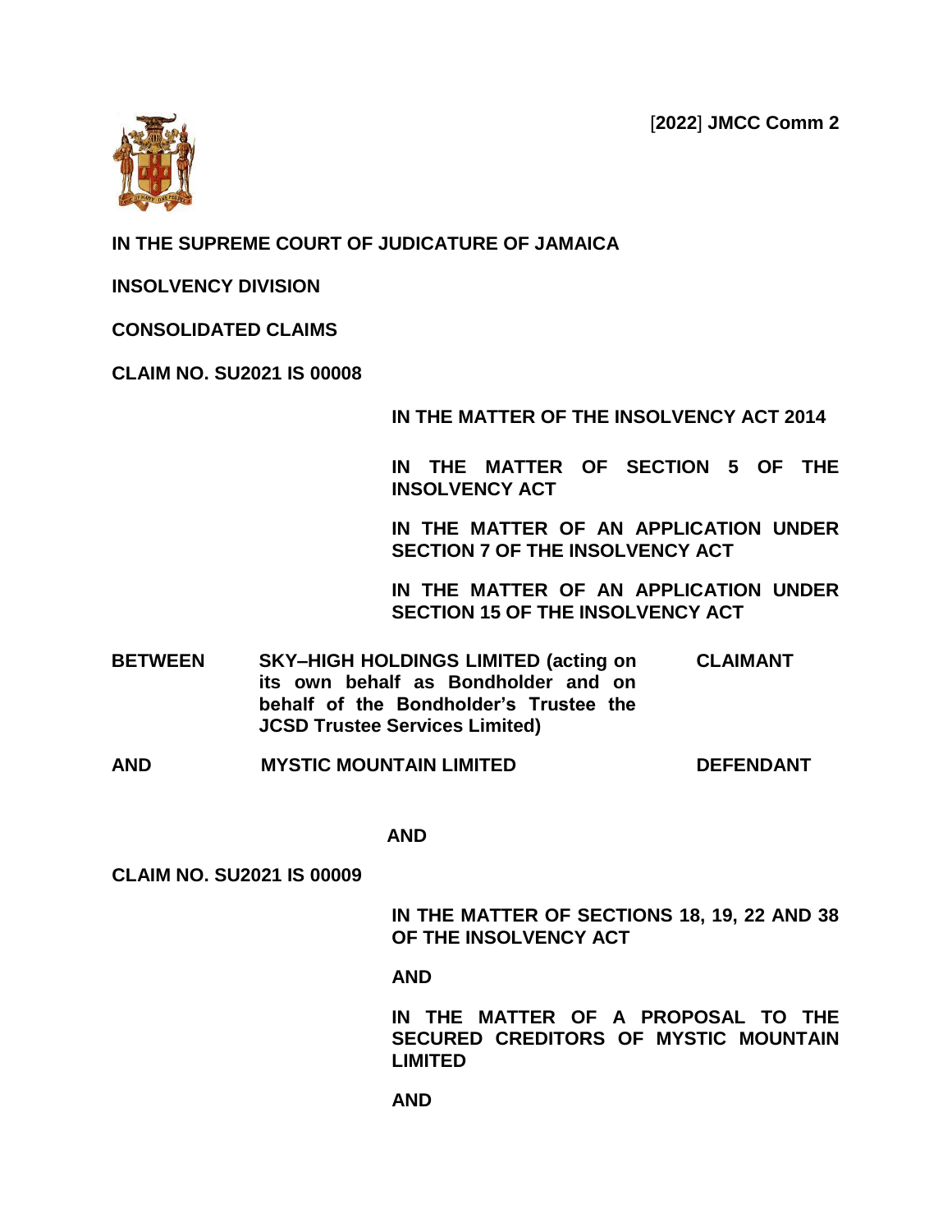[2022] JMCC Comm 2

**IN THE SUPREME COURT OF JUDICATURE OF JAMAICA**

**INSOLVENCY DIVISION**

**CONSOLIDATED CLAIMS**

**CLAIM NO. SU2021 IS 00008**

**IN THE MATTER OF THE INSOLVENCY ACT 2014**

**IN THE MATTER OF SECTION 5 OF THE INSOLVENCY ACT**

**IN THE MATTER OF AN APPLICATION UNDER SECTION 7 OF THE INSOLVENCY ACT**

**IN THE MATTER OF AN APPLICATION UNDER SECTION 15 OF THE INSOLVENCY ACT**

| | | |
|---|---|---|
| **BETWEEN** | **SKY–HIGH HOLDINGS LIMITED (acting on its own behalf as Bondholder and on behalf of the Bondholder's Trustee the JCSD Trustee Services Limited)** | **CLAIMANT** |
| **AND** | **MYSTIC MOUNTAIN LIMITED** | **DEFENDANT** |

**AND**

**CLAIM NO. SU2021 IS 00009**

**IN THE MATTER OF SECTIONS 18, 19, 22 AND 38 OF THE INSOLVENCY ACT**

**AND**

**IN THE MATTER OF A PROPOSAL TO THE SECURED CREDITORS OF MYSTIC MOUNTAIN LIMITED**

**AND**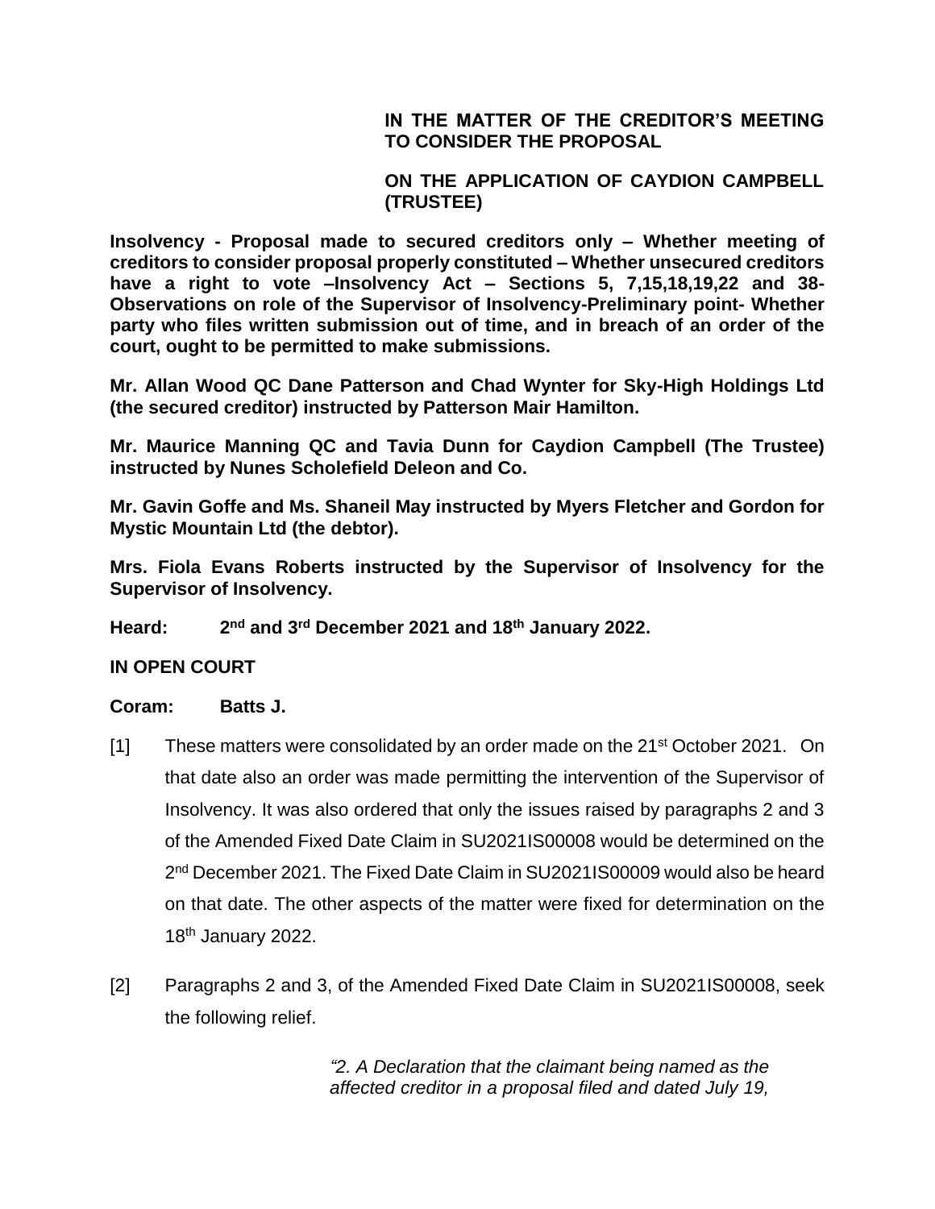**IN THE MATTER OF THE CREDITOR'S MEETING TO CONSIDER THE PROPOSAL**

**ON THE APPLICATION OF CAYDION CAMPBELL (TRUSTEE)**

**Insolvency - Proposal made to secured creditors only – Whether meeting of creditors to consider proposal properly constituted – Whether unsecured creditors have a right to vote –Insolvency Act – Sections 5, 7,15,18,19,22 and 38- Observations on role of the Supervisor of Insolvency-Preliminary point- Whether party who files written submission out of time, and in breach of an order of the court, ought to be permitted to make submissions.**

**Mr. Allan Wood QC Dane Patterson and Chad Wynter for Sky-High Holdings Ltd (the secured creditor) instructed by Patterson Mair Hamilton.**

**Mr. Maurice Manning QC and Tavia Dunn for Caydion Campbell (The Trustee) instructed by Nunes Scholefield Deleon and Co.**

**Mr. Gavin Goffe and Ms. Shaneil May instructed by Myers Fletcher and Gordon for Mystic Mountain Ltd (the debtor).**

**Mrs. Fiola Evans Roberts instructed by the Supervisor of Insolvency for the Supervisor of Insolvency.**

**Heard: 2nd and 3rd December 2021 and 18th January 2022.**

**IN OPEN COURT**

**Coram: Batts J.**

[1] These matters were consolidated by an order made on the 21st October 2021. On that date also an order was made permitting the intervention of the Supervisor of Insolvency. It was also ordered that only the issues raised by paragraphs 2 and 3 of the Amended Fixed Date Claim in SU2021IS00008 would be determined on the 2nd December 2021. The Fixed Date Claim in SU2021IS00009 would also be heard on that date. The other aspects of the matter were fixed for determination on the 18th January 2022.

[2] Paragraphs 2 and 3, of the Amended Fixed Date Claim in SU2021IS00008, seek the following relief.

> *"2. A Declaration that the claimant being named as the affected creditor in a proposal filed and dated July 19,*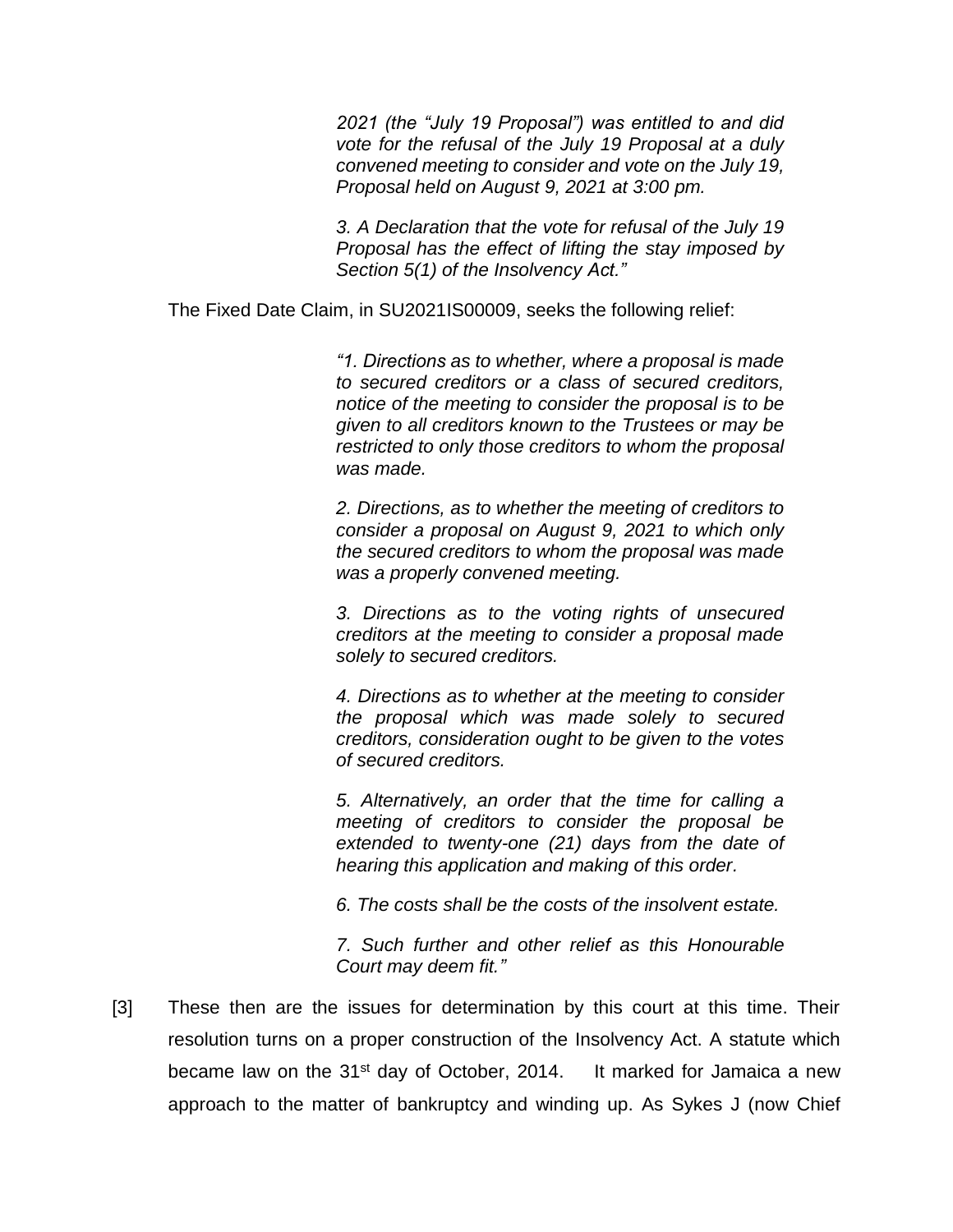*2021 (the "July 19 Proposal") was entitled to and did vote for the refusal of the July 19 Proposal at a duly convened meeting to consider and vote on the July 19, Proposal held on August 9, 2021 at 3:00 pm.*

*3. A Declaration that the vote for refusal of the July 19 Proposal has the effect of lifting the stay imposed by Section 5(1) of the Insolvency Act."*

The Fixed Date Claim, in SU2021IS00009, seeks the following relief:

*"1. Directions as to whether, where a proposal is made to secured creditors or a class of secured creditors, notice of the meeting to consider the proposal is to be given to all creditors known to the Trustees or may be restricted to only those creditors to whom the proposal was made.*

*2. Directions, as to whether the meeting of creditors to consider a proposal on August 9, 2021 to which only the secured creditors to whom the proposal was made was a properly convened meeting.*

*3. Directions as to the voting rights of unsecured creditors at the meeting to consider a proposal made solely to secured creditors.*

*4. Directions as to whether at the meeting to consider the proposal which was made solely to secured creditors, consideration ought to be given to the votes of secured creditors.*

*5. Alternatively, an order that the time for calling a meeting of creditors to consider the proposal be extended to twenty-one (21) days from the date of hearing this application and making of this order.*

*6. The costs shall be the costs of the insolvent estate.*

*7. Such further and other relief as this Honourable Court may deem fit."*

[3] These then are the issues for determination by this court at this time. Their resolution turns on a proper construction of the Insolvency Act. A statute which became law on the 31st day of October, 2014. It marked for Jamaica a new approach to the matter of bankruptcy and winding up. As Sykes J (now Chief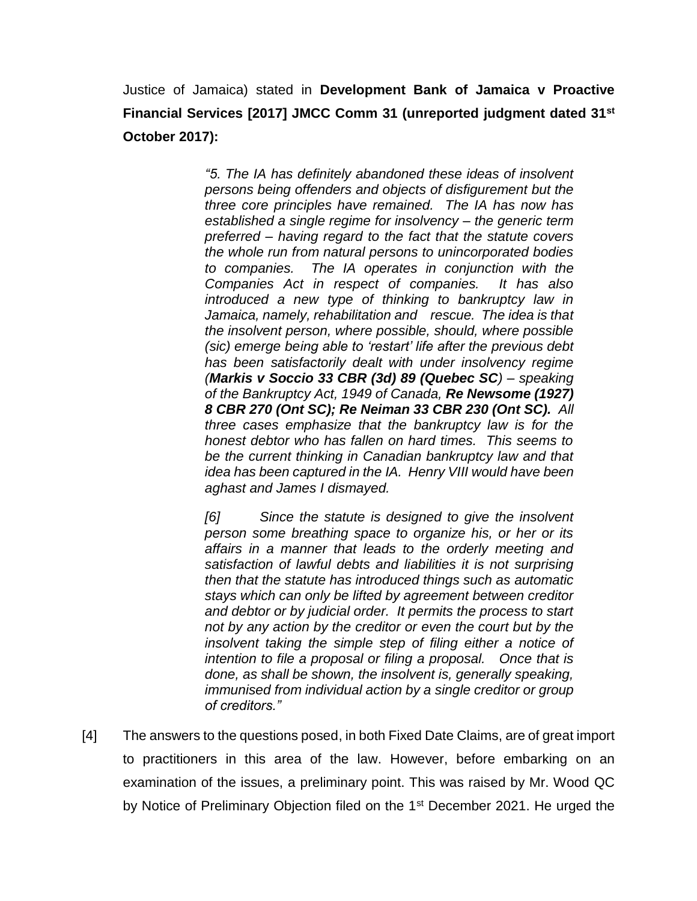Justice of Jamaica) stated in **Development Bank of Jamaica v Proactive Financial Services [2017] JMCC Comm 31 (unreported judgment dated 31st October 2017):**

> *"5. The IA has definitely abandoned these ideas of insolvent persons being offenders and objects of disfigurement but the three core principles have remained. The IA has now has established a single regime for insolvency – the generic term preferred – having regard to the fact that the statute covers the whole run from natural persons to unincorporated bodies to companies. The IA operates in conjunction with the Companies Act in respect of companies. It has also introduced a new type of thinking to bankruptcy law in Jamaica, namely, rehabilitation and rescue. The idea is that the insolvent person, where possible, should, where possible (sic) emerge being able to 'restart' life after the previous debt has been satisfactorily dealt with under insolvency regime (**Markis v Soccio 33 CBR (3d) 89 (Quebec SC**) – speaking of the Bankruptcy Act, 1949 of Canada, **Re Newsome (1927) 8 CBR 270 (Ont SC); Re Neiman 33 CBR 230 (Ont SC).** All three cases emphasize that the bankruptcy law is for the honest debtor who has fallen on hard times. This seems to be the current thinking in Canadian bankruptcy law and that idea has been captured in the IA. Henry VIII would have been aghast and James I dismayed.*
>
> *[6] Since the statute is designed to give the insolvent person some breathing space to organize his, or her or its affairs in a manner that leads to the orderly meeting and satisfaction of lawful debts and liabilities it is not surprising then that the statute has introduced things such as automatic stays which can only be lifted by agreement between creditor and debtor or by judicial order. It permits the process to start not by any action by the creditor or even the court but by the insolvent taking the simple step of filing either a notice of intention to file a proposal or filing a proposal. Once that is done, as shall be shown, the insolvent is, generally speaking, immunised from individual action by a single creditor or group of creditors."*

[4] The answers to the questions posed, in both Fixed Date Claims, are of great import to practitioners in this area of the law. However, before embarking on an examination of the issues, a preliminary point. This was raised by Mr. Wood QC by Notice of Preliminary Objection filed on the 1st December 2021. He urged the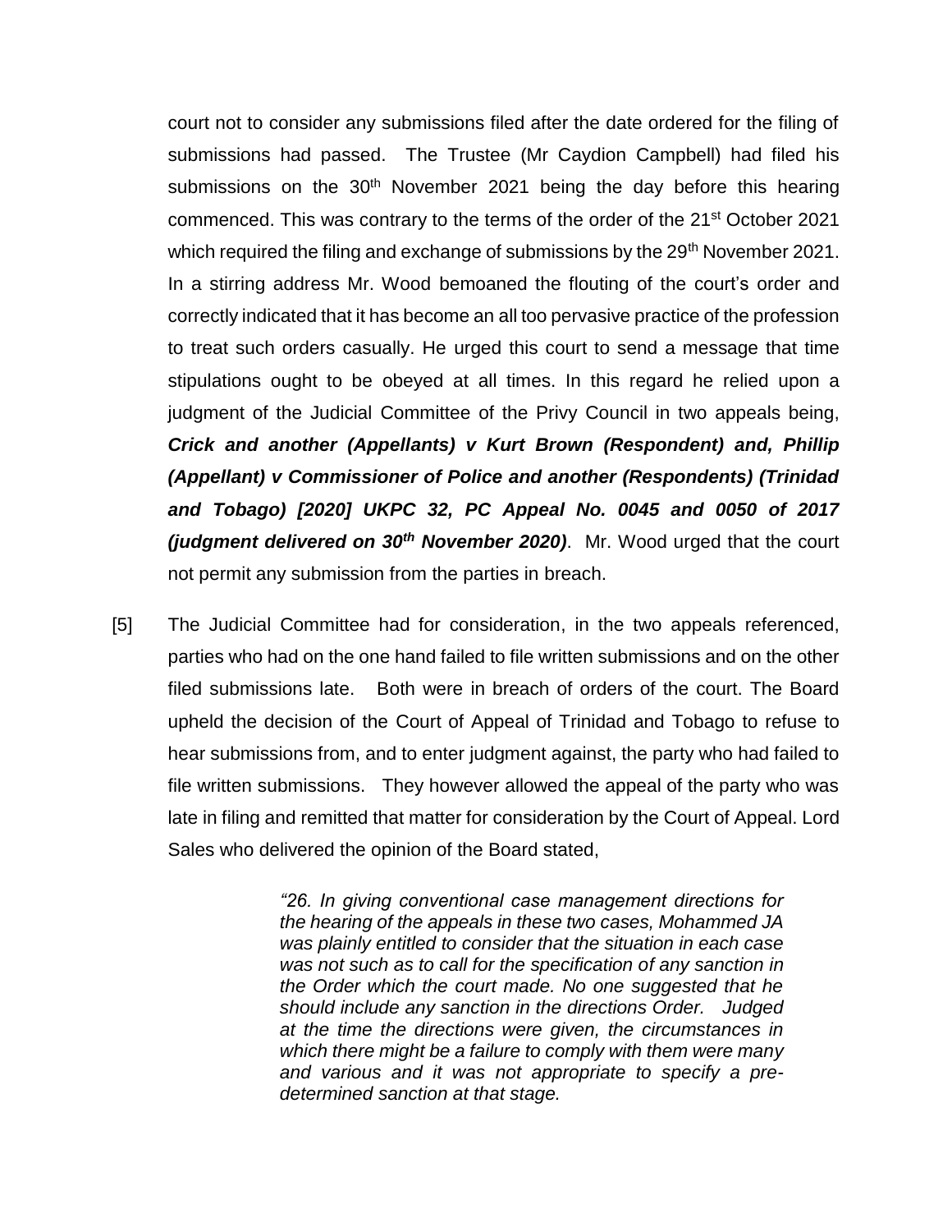court not to consider any submissions filed after the date ordered for the filing of submissions had passed. The Trustee (Mr Caydion Campbell) had filed his submissions on the 30th November 2021 being the day before this hearing commenced. This was contrary to the terms of the order of the 21st October 2021 which required the filing and exchange of submissions by the 29th November 2021. In a stirring address Mr. Wood bemoaned the flouting of the court's order and correctly indicated that it has become an all too pervasive practice of the profession to treat such orders casually. He urged this court to send a message that time stipulations ought to be obeyed at all times. In this regard he relied upon a judgment of the Judicial Committee of the Privy Council in two appeals being, ***Crick and another (Appellants) v Kurt Brown (Respondent) and, Phillip (Appellant) v Commissioner of Police and another (Respondents) (Trinidad and Tobago) [2020] UKPC 32, PC Appeal No. 0045 and 0050 of 2017 (judgment delivered on 30th November 2020)***. Mr. Wood urged that the court not permit any submission from the parties in breach.

[5] The Judicial Committee had for consideration, in the two appeals referenced, parties who had on the one hand failed to file written submissions and on the other filed submissions late. Both were in breach of orders of the court. The Board upheld the decision of the Court of Appeal of Trinidad and Tobago to refuse to hear submissions from, and to enter judgment against, the party who had failed to file written submissions. They however allowed the appeal of the party who was late in filing and remitted that matter for consideration by the Court of Appeal. Lord Sales who delivered the opinion of the Board stated,

> *"26. In giving conventional case management directions for the hearing of the appeals in these two cases, Mohammed JA was plainly entitled to consider that the situation in each case was not such as to call for the specification of any sanction in the Order which the court made. No one suggested that he should include any sanction in the directions Order. Judged at the time the directions were given, the circumstances in which there might be a failure to comply with them were many and various and it was not appropriate to specify a pre-determined sanction at that stage.*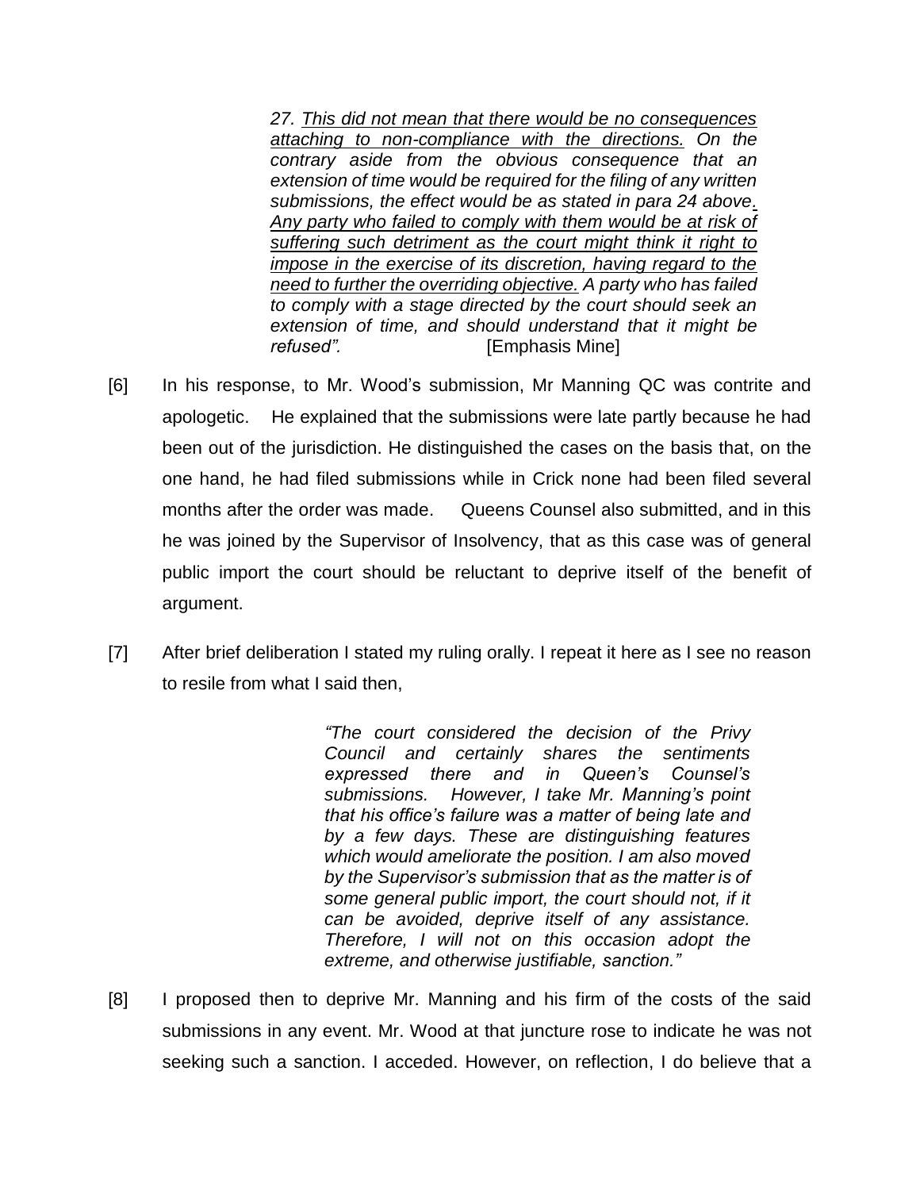> *27. <u>This did not mean that there would be no consequences attaching to non-compliance with the directions.</u> On the contrary aside from the obvious consequence that an extension of time would be required for the filing of any written submissions, the effect would be as stated in para 24 above. <u>Any party who failed to comply with them would be at risk of suffering such detriment as the court might think it right to impose in the exercise of its discretion, having regard to the need to further the overriding objective.</u> A party who has failed to comply with a stage directed by the court should seek an extension of time, and should understand that it might be refused".* [Emphasis Mine]

[6] In his response, to Mr. Wood's submission, Mr Manning QC was contrite and apologetic. He explained that the submissions were late partly because he had been out of the jurisdiction. He distinguished the cases on the basis that, on the one hand, he had filed submissions while in Crick none had been filed several months after the order was made. Queens Counsel also submitted, and in this he was joined by the Supervisor of Insolvency, that as this case was of general public import the court should be reluctant to deprive itself of the benefit of argument.

[7] After brief deliberation I stated my ruling orally. I repeat it here as I see no reason to resile from what I said then,

> *"The court considered the decision of the Privy Council and certainly shares the sentiments expressed there and in Queen's Counsel's submissions. However, I take Mr. Manning's point that his office's failure was a matter of being late and by a few days. These are distinguishing features which would ameliorate the position. I am also moved by the Supervisor's submission that as the matter is of some general public import, the court should not, if it can be avoided, deprive itself of any assistance. Therefore, I will not on this occasion adopt the extreme, and otherwise justifiable, sanction."*

[8] I proposed then to deprive Mr. Manning and his firm of the costs of the said submissions in any event. Mr. Wood at that juncture rose to indicate he was not seeking such a sanction. I acceded. However, on reflection, I do believe that a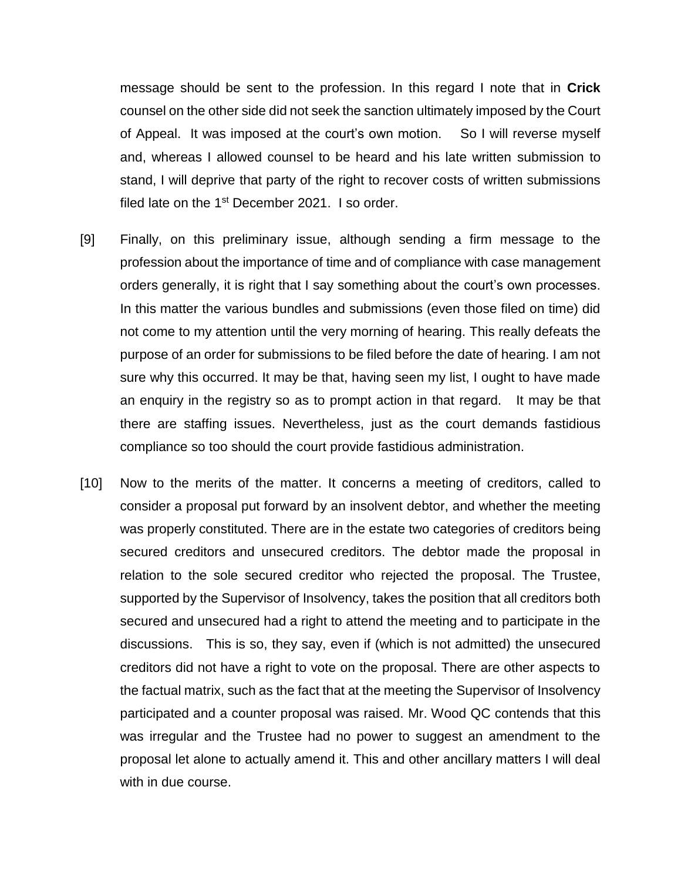message should be sent to the profession. In this regard I note that in **Crick** counsel on the other side did not seek the sanction ultimately imposed by the Court of Appeal. It was imposed at the court's own motion. So I will reverse myself and, whereas I allowed counsel to be heard and his late written submission to stand, I will deprive that party of the right to recover costs of written submissions filed late on the 1st December 2021. I so order.

[9] Finally, on this preliminary issue, although sending a firm message to the profession about the importance of time and of compliance with case management orders generally, it is right that I say something about the court's own processes. In this matter the various bundles and submissions (even those filed on time) did not come to my attention until the very morning of hearing. This really defeats the purpose of an order for submissions to be filed before the date of hearing. I am not sure why this occurred. It may be that, having seen my list, I ought to have made an enquiry in the registry so as to prompt action in that regard. It may be that there are staffing issues. Nevertheless, just as the court demands fastidious compliance so too should the court provide fastidious administration.

[10] Now to the merits of the matter. It concerns a meeting of creditors, called to consider a proposal put forward by an insolvent debtor, and whether the meeting was properly constituted. There are in the estate two categories of creditors being secured creditors and unsecured creditors. The debtor made the proposal in relation to the sole secured creditor who rejected the proposal. The Trustee, supported by the Supervisor of Insolvency, takes the position that all creditors both secured and unsecured had a right to attend the meeting and to participate in the discussions. This is so, they say, even if (which is not admitted) the unsecured creditors did not have a right to vote on the proposal. There are other aspects to the factual matrix, such as the fact that at the meeting the Supervisor of Insolvency participated and a counter proposal was raised. Mr. Wood QC contends that this was irregular and the Trustee had no power to suggest an amendment to the proposal let alone to actually amend it. This and other ancillary matters I will deal with in due course.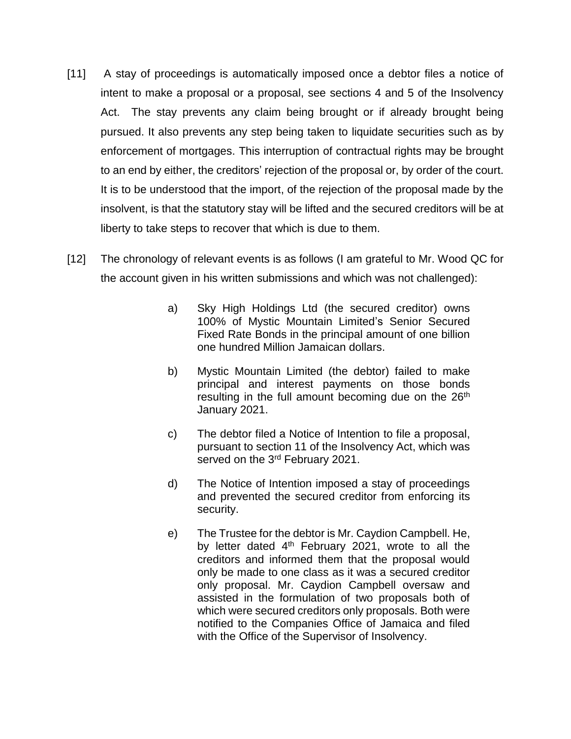[11] A stay of proceedings is automatically imposed once a debtor files a notice of intent to make a proposal or a proposal, see sections 4 and 5 of the Insolvency Act. The stay prevents any claim being brought or if already brought being pursued. It also prevents any step being taken to liquidate securities such as by enforcement of mortgages. This interruption of contractual rights may be brought to an end by either, the creditors' rejection of the proposal or, by order of the court. It is to be understood that the import, of the rejection of the proposal made by the insolvent, is that the statutory stay will be lifted and the secured creditors will be at liberty to take steps to recover that which is due to them.

[12] The chronology of relevant events is as follows (I am grateful to Mr. Wood QC for the account given in his written submissions and which was not challenged):

a) Sky High Holdings Ltd (the secured creditor) owns 100% of Mystic Mountain Limited's Senior Secured Fixed Rate Bonds in the principal amount of one billion one hundred Million Jamaican dollars.

b) Mystic Mountain Limited (the debtor) failed to make principal and interest payments on those bonds resulting in the full amount becoming due on the 26th January 2021.

c) The debtor filed a Notice of Intention to file a proposal, pursuant to section 11 of the Insolvency Act, which was served on the 3rd February 2021.

d) The Notice of Intention imposed a stay of proceedings and prevented the secured creditor from enforcing its security.

e) The Trustee for the debtor is Mr. Caydion Campbell. He, by letter dated 4th February 2021, wrote to all the creditors and informed them that the proposal would only be made to one class as it was a secured creditor only proposal. Mr. Caydion Campbell oversaw and assisted in the formulation of two proposals both of which were secured creditors only proposals. Both were notified to the Companies Office of Jamaica and filed with the Office of the Supervisor of Insolvency.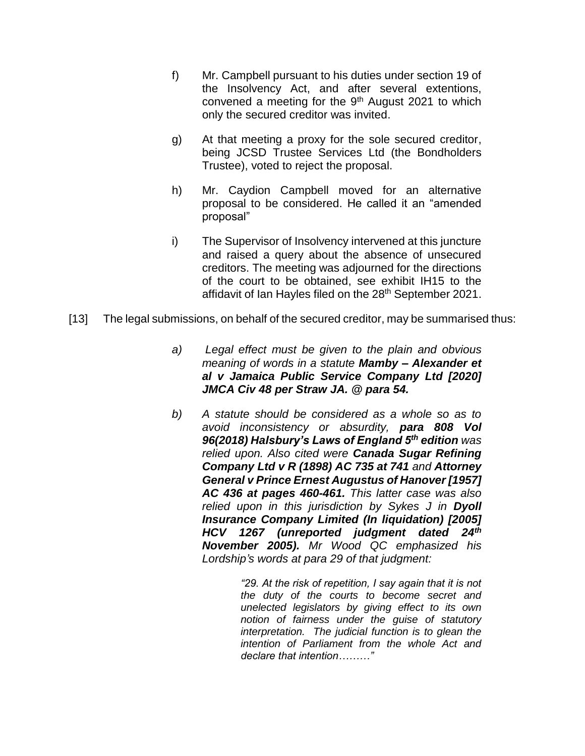f) Mr. Campbell pursuant to his duties under section 19 of the Insolvency Act, and after several extentions, convened a meeting for the 9th August 2021 to which only the secured creditor was invited.

g) At that meeting a proxy for the sole secured creditor, being JCSD Trustee Services Ltd (the Bondholders Trustee), voted to reject the proposal.

h) Mr. Caydion Campbell moved for an alternative proposal to be considered. He called it an "amended proposal"

i) The Supervisor of Insolvency intervened at this juncture and raised a query about the absence of unsecured creditors. The meeting was adjourned for the directions of the court to be obtained, see exhibit IH15 to the affidavit of Ian Hayles filed on the 28th September 2021.

[13] The legal submissions, on behalf of the secured creditor, may be summarised thus:

*a) Legal effect must be given to the plain and obvious meaning of words in a statute **Mamby – Alexander et al v Jamaica Public Service Company Ltd [2020] JMCA Civ 48 per Straw JA. @ para 54.***

*b) A statute should be considered as a whole so as to avoid inconsistency or absurdity, **para 808 Vol 96(2018) Halsbury's Laws of England 5th edition** was relied upon. Also cited were **Canada Sugar Refining Company Ltd v R (1898) AC 735 at 741** and **Attorney General v Prince Ernest Augustus of Hanover [1957] AC 436 at pages 460-461.** This latter case was also relied upon in this jurisdiction by Sykes J in **Dyoll Insurance Company Limited (In liquidation) [2005] HCV 1267 (unreported judgment dated 24th November 2005).** Mr Wood QC emphasized his Lordship's words at para 29 of that judgment:*

> *"29. At the risk of repetition, I say again that it is not the duty of the courts to become secret and unelected legislators by giving effect to its own notion of fairness under the guise of statutory interpretation. The judicial function is to glean the intention of Parliament from the whole Act and declare that intention………"*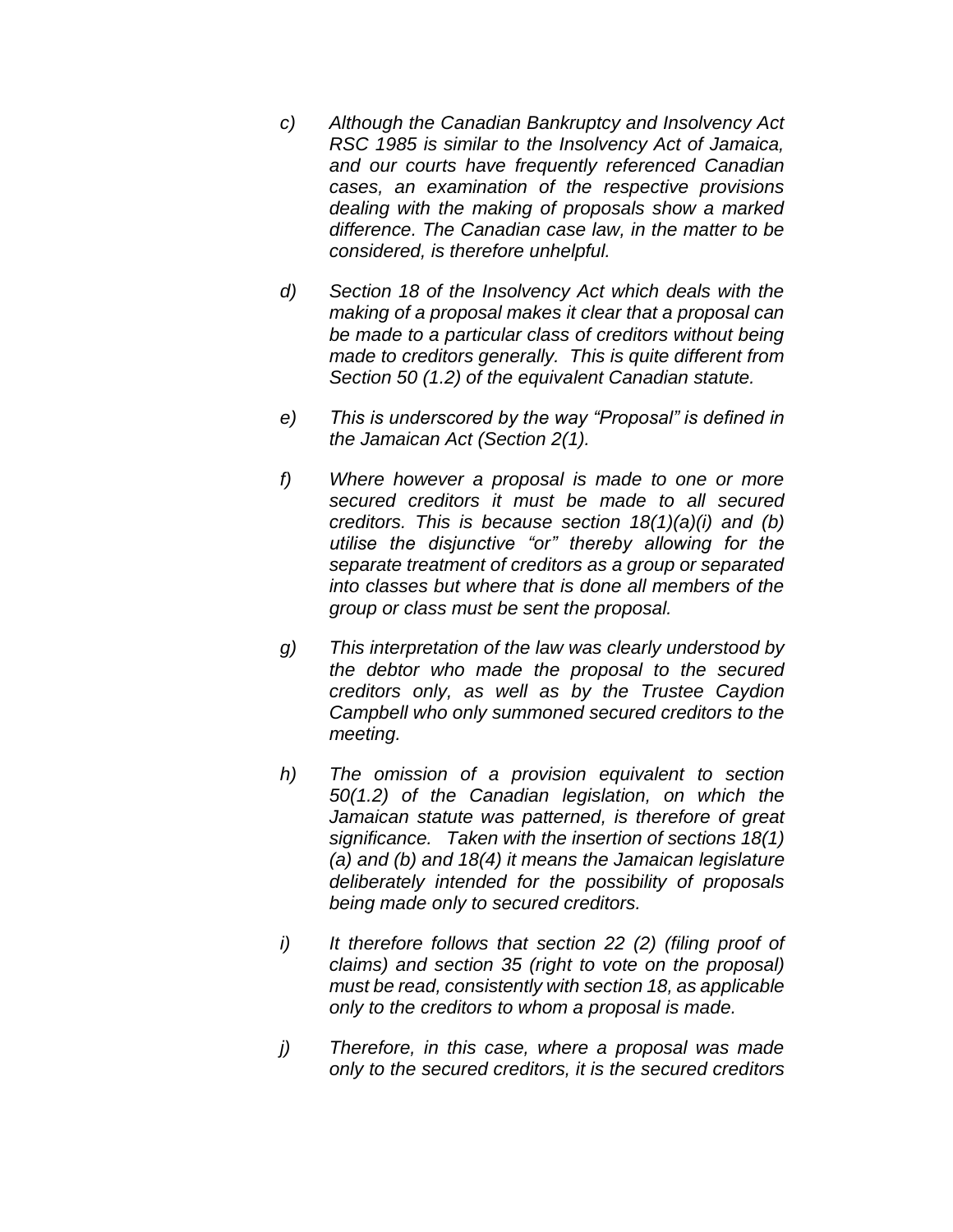*c) Although the Canadian Bankruptcy and Insolvency Act RSC 1985 is similar to the Insolvency Act of Jamaica, and our courts have frequently referenced Canadian cases, an examination of the respective provisions dealing with the making of proposals show a marked difference. The Canadian case law, in the matter to be considered, is therefore unhelpful.*

*d) Section 18 of the Insolvency Act which deals with the making of a proposal makes it clear that a proposal can be made to a particular class of creditors without being made to creditors generally. This is quite different from Section 50 (1.2) of the equivalent Canadian statute.*

*e) This is underscored by the way "Proposal" is defined in the Jamaican Act (Section 2(1).*

*f) Where however a proposal is made to one or more secured creditors it must be made to all secured creditors. This is because section 18(1)(a)(i) and (b) utilise the disjunctive "or" thereby allowing for the separate treatment of creditors as a group or separated into classes but where that is done all members of the group or class must be sent the proposal.*

*g) This interpretation of the law was clearly understood by the debtor who made the proposal to the secured creditors only, as well as by the Trustee Caydion Campbell who only summoned secured creditors to the meeting.*

*h) The omission of a provision equivalent to section 50(1.2) of the Canadian legislation, on which the Jamaican statute was patterned, is therefore of great significance. Taken with the insertion of sections 18(1) (a) and (b) and 18(4) it means the Jamaican legislature deliberately intended for the possibility of proposals being made only to secured creditors.*

*i) It therefore follows that section 22 (2) (filing proof of claims) and section 35 (right to vote on the proposal) must be read, consistently with section 18, as applicable only to the creditors to whom a proposal is made.*

*j) Therefore, in this case, where a proposal was made only to the secured creditors, it is the secured creditors*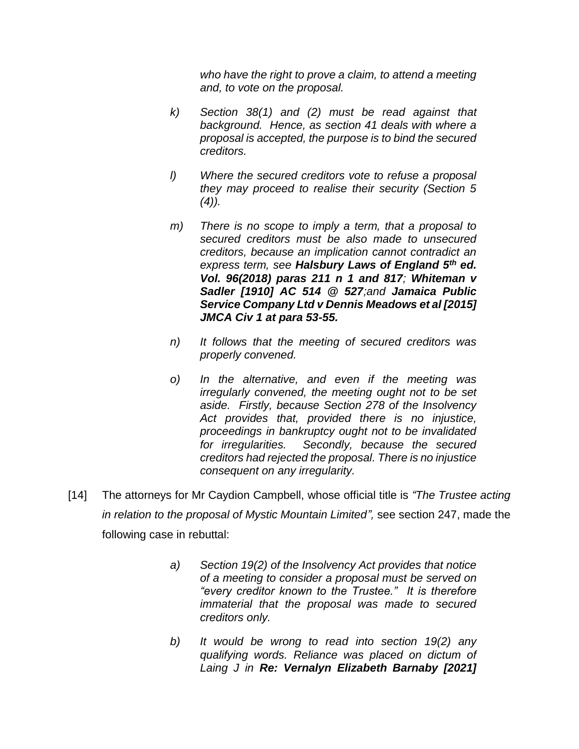*who have the right to prove a claim, to attend a meeting and, to vote on the proposal.*

- k) *Section 38(1) and (2) must be read against that background. Hence, as section 41 deals with where a proposal is accepted, the purpose is to bind the secured creditors.*

- l) *Where the secured creditors vote to refuse a proposal they may proceed to realise their security (Section 5 (4)).*

- m) *There is no scope to imply a term, that a proposal to secured creditors must be also made to unsecured creditors, because an implication cannot contradict an express term, see **Halsbury Laws of England 5th ed. Vol. 96(2018) paras 211 n 1 and 817**; **Whiteman v Sadler [1910] AC 514 @ 527**;and **Jamaica Public Service Company Ltd v Dennis Meadows et al [2015] JMCA Civ 1 at para 53-55.***

- n) *It follows that the meeting of secured creditors was properly convened.*

- o) *In the alternative, and even if the meeting was irregularly convened, the meeting ought not to be set aside. Firstly, because Section 278 of the Insolvency Act provides that, provided there is no injustice, proceedings in bankruptcy ought not to be invalidated for irregularities. Secondly, because the secured creditors had rejected the proposal. There is no injustice consequent on any irregularity.*

[14] The attorneys for Mr Caydion Campbell, whose official title is *"The Trustee acting in relation to the proposal of Mystic Mountain Limited",* see section 247, made the following case in rebuttal:

- a) *Section 19(2) of the Insolvency Act provides that notice of a meeting to consider a proposal must be served on "every creditor known to the Trustee." It is therefore immaterial that the proposal was made to secured creditors only.*

- b) *It would be wrong to read into section 19(2) any qualifying words. Reliance was placed on dictum of Laing J in **Re: Vernalyn Elizabeth Barnaby [2021]***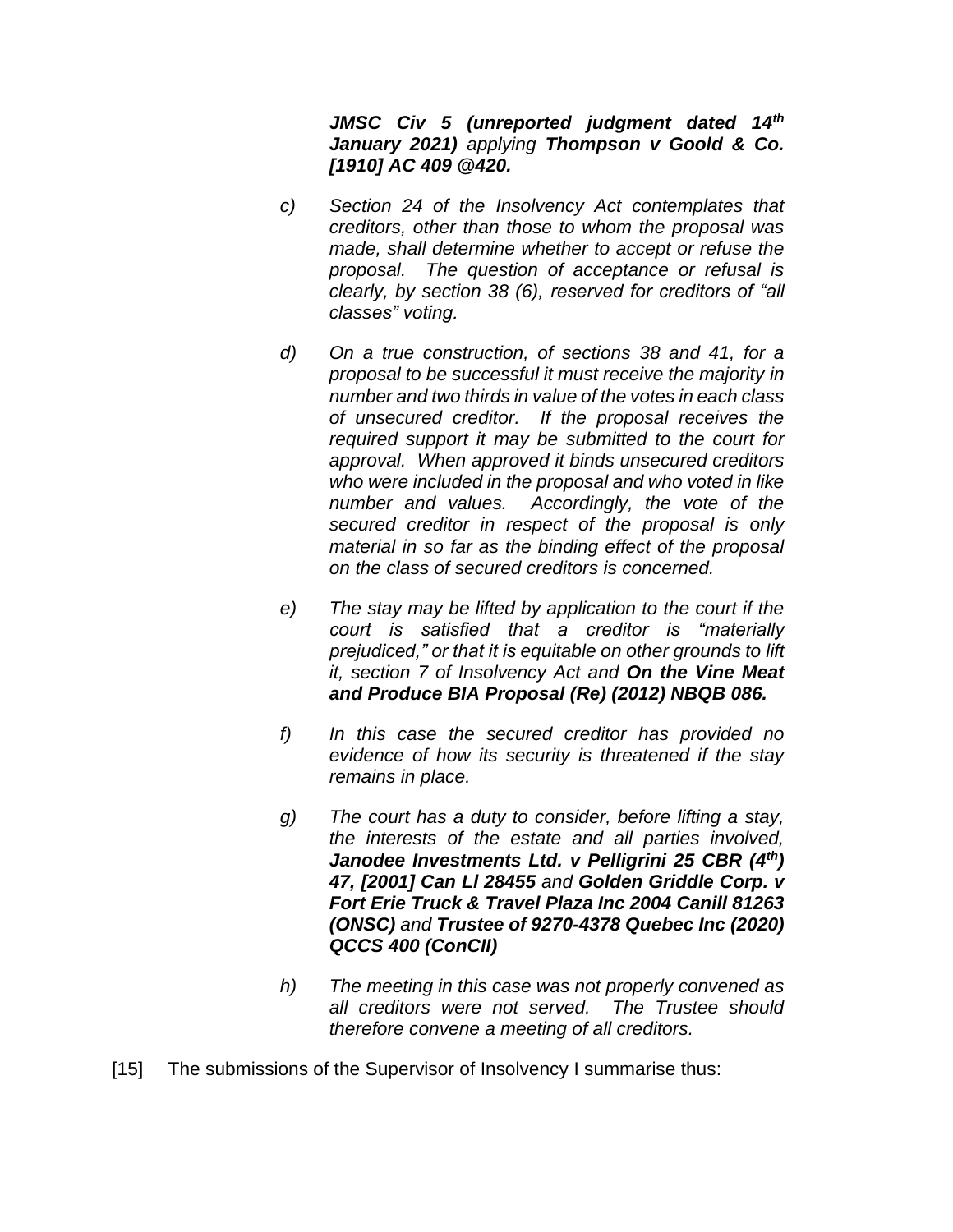***JMSC Civ 5 (unreported judgment dated 14th January 2021)*** *applying* ***Thompson v Goold & Co. [1910] AC 409 @420.***

*c) Section 24 of the Insolvency Act contemplates that creditors, other than those to whom the proposal was made, shall determine whether to accept or refuse the proposal. The question of acceptance or refusal is clearly, by section 38 (6), reserved for creditors of "all classes" voting.*

*d) On a true construction, of sections 38 and 41, for a proposal to be successful it must receive the majority in number and two thirds in value of the votes in each class of unsecured creditor. If the proposal receives the required support it may be submitted to the court for approval. When approved it binds unsecured creditors who were included in the proposal and who voted in like number and values. Accordingly, the vote of the secured creditor in respect of the proposal is only material in so far as the binding effect of the proposal on the class of secured creditors is concerned.*

*e) The stay may be lifted by application to the court if the court is satisfied that a creditor is "materially prejudiced," or that it is equitable on other grounds to lift it, section 7 of Insolvency Act and* ***On the Vine Meat and Produce BIA Proposal (Re) (2012) NBQB 086.***

*f) In this case the secured creditor has provided no evidence of how its security is threatened if the stay remains in place.*

*g) The court has a duty to consider, before lifting a stay, the interests of the estate and all parties involved,* ***Janodee Investments Ltd. v Pelligrini 25 CBR (4th) 47, [2001] Can Ll 28455*** *and* ***Golden Griddle Corp. v Fort Erie Truck & Travel Plaza Inc 2004 Canill 81263 (ONSC)*** *and* ***Trustee of 9270-4378 Quebec Inc (2020) QCCS 400 (ConCIl)***

*h) The meeting in this case was not properly convened as all creditors were not served. The Trustee should therefore convene a meeting of all creditors.*

[15] The submissions of the Supervisor of Insolvency I summarise thus: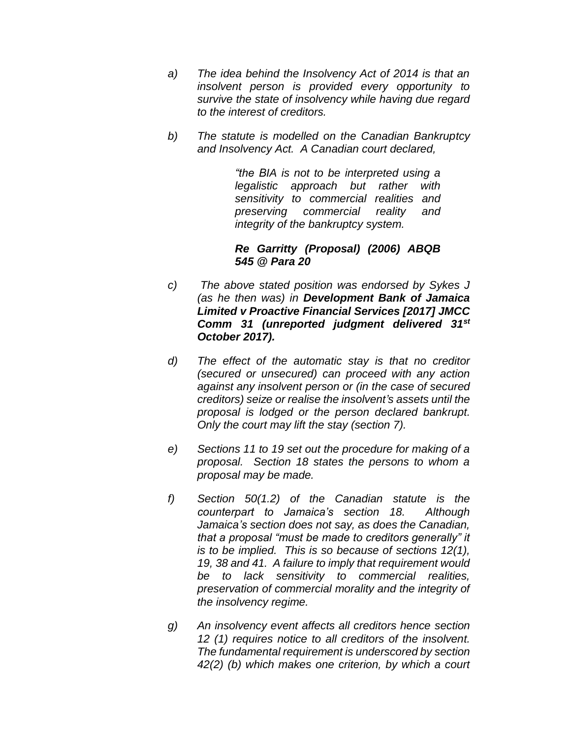a) *The idea behind the Insolvency Act of 2014 is that an insolvent person is provided every opportunity to survive the state of insolvency while having due regard to the interest of creditors.*

b) *The statute is modelled on the Canadian Bankruptcy and Insolvency Act. A Canadian court declared,*

> *"the BIA is not to be interpreted using a legalistic approach but rather with sensitivity to commercial realities and preserving commercial reality and integrity of the bankruptcy system.*
>
> ***Re Garritty (Proposal) (2006) ABQB 545 @ Para 20***

c) *The above stated position was endorsed by Sykes J (as he then was) in **Development Bank of Jamaica Limited v Proactive Financial Services [2017] JMCC Comm 31 (unreported judgment delivered 31st October 2017).***

d) *The effect of the automatic stay is that no creditor (secured or unsecured) can proceed with any action against any insolvent person or (in the case of secured creditors) seize or realise the insolvent's assets until the proposal is lodged or the person declared bankrupt. Only the court may lift the stay (section 7).*

e) *Sections 11 to 19 set out the procedure for making of a proposal. Section 18 states the persons to whom a proposal may be made.*

f) *Section 50(1.2) of the Canadian statute is the counterpart to Jamaica's section 18. Although Jamaica's section does not say, as does the Canadian, that a proposal "must be made to creditors generally" it is to be implied. This is so because of sections 12(1), 19, 38 and 41. A failure to imply that requirement would be to lack sensitivity to commercial realities, preservation of commercial morality and the integrity of the insolvency regime.*

g) *An insolvency event affects all creditors hence section 12 (1) requires notice to all creditors of the insolvent. The fundamental requirement is underscored by section 42(2) (b) which makes one criterion, by which a court*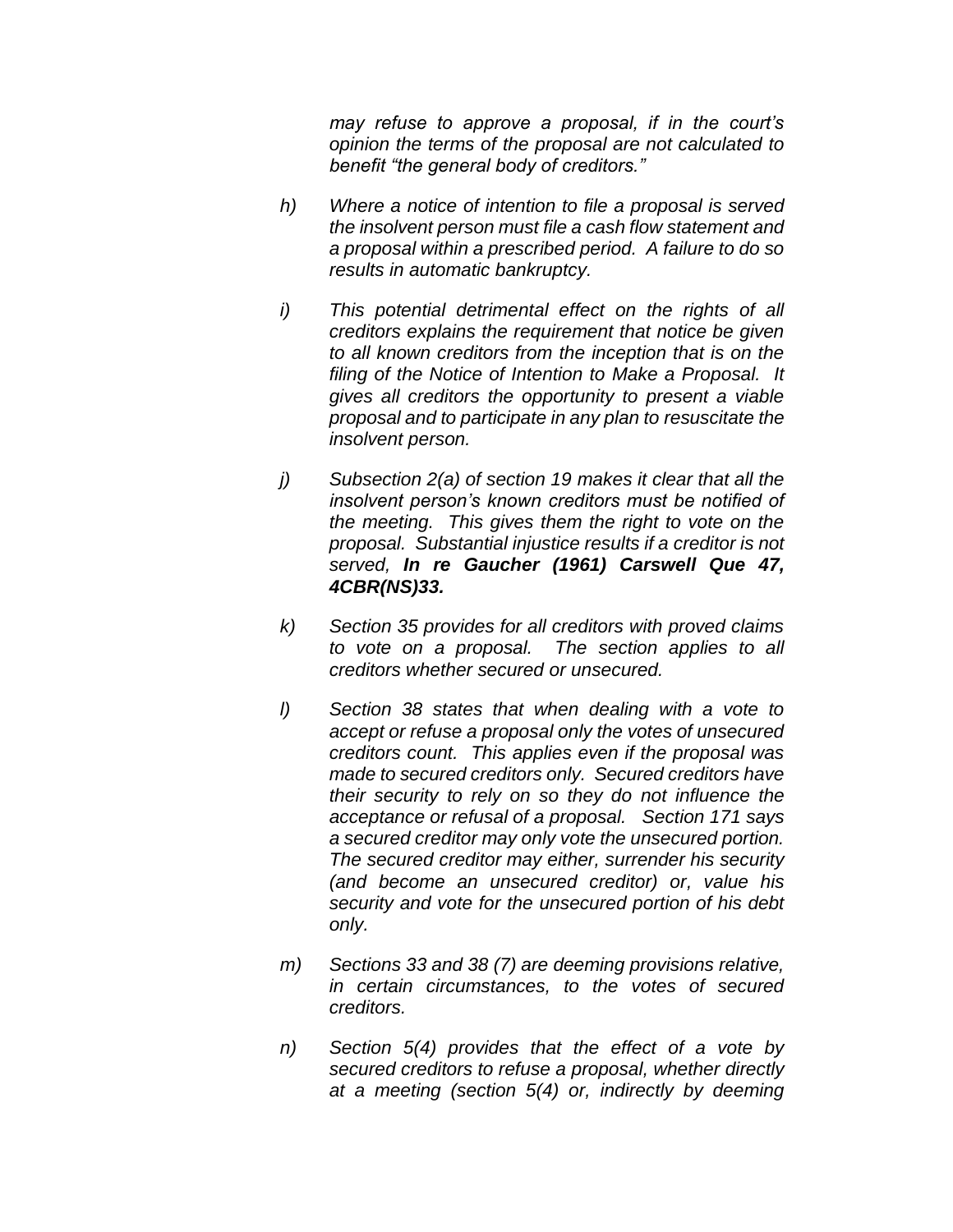*may refuse to approve a proposal, if in the court's opinion the terms of the proposal are not calculated to benefit "the general body of creditors."*

*h) Where a notice of intention to file a proposal is served the insolvent person must file a cash flow statement and a proposal within a prescribed period. A failure to do so results in automatic bankruptcy.*

*i) This potential detrimental effect on the rights of all creditors explains the requirement that notice be given to all known creditors from the inception that is on the filing of the Notice of Intention to Make a Proposal. It gives all creditors the opportunity to present a viable proposal and to participate in any plan to resuscitate the insolvent person.*

*j) Subsection 2(a) of section 19 makes it clear that all the insolvent person's known creditors must be notified of the meeting. This gives them the right to vote on the proposal. Substantial injustice results if a creditor is not served,* ***In re Gaucher (1961) Carswell Que 47, 4CBR(NS)33.***

*k) Section 35 provides for all creditors with proved claims to vote on a proposal. The section applies to all creditors whether secured or unsecured.*

*l) Section 38 states that when dealing with a vote to accept or refuse a proposal only the votes of unsecured creditors count. This applies even if the proposal was made to secured creditors only. Secured creditors have their security to rely on so they do not influence the acceptance or refusal of a proposal. Section 171 says a secured creditor may only vote the unsecured portion. The secured creditor may either, surrender his security (and become an unsecured creditor) or, value his security and vote for the unsecured portion of his debt only.*

*m) Sections 33 and 38 (7) are deeming provisions relative, in certain circumstances, to the votes of secured creditors.*

*n) Section 5(4) provides that the effect of a vote by secured creditors to refuse a proposal, whether directly at a meeting (section 5(4) or, indirectly by deeming*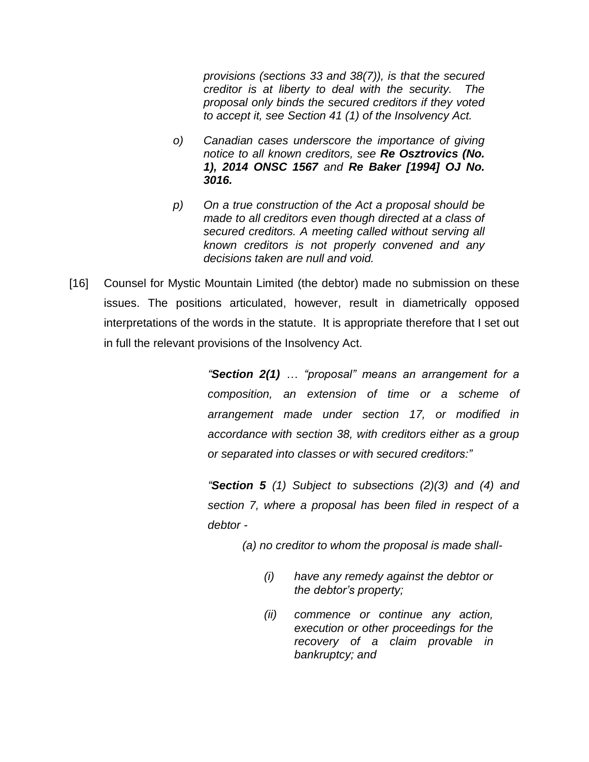*provisions (sections 33 and 38(7)), is that the secured creditor is at liberty to deal with the security. The proposal only binds the secured creditors if they voted to accept it, see Section 41 (1) of the Insolvency Act.*

*o) Canadian cases underscore the importance of giving notice to all known creditors, see* ***Re Osztrovics (No. 1), 2014 ONSC 1567*** *and* ***Re Baker [1994] OJ No. 3016.***

*p) On a true construction of the Act a proposal should be made to all creditors even though directed at a class of secured creditors. A meeting called without serving all known creditors is not properly convened and any decisions taken are null and void.*

[16] Counsel for Mystic Mountain Limited (the debtor) made no submission on these issues. The positions articulated, however, result in diametrically opposed interpretations of the words in the statute. It is appropriate therefore that I set out in full the relevant provisions of the Insolvency Act.

> *"**Section 2(1)** … "proposal" means an arrangement for a composition, an extension of time or a scheme of arrangement made under section 17, or modified in accordance with section 38, with creditors either as a group or separated into classes or with secured creditors:"*
>
> *"**Section 5** (1) Subject to subsections (2)(3) and (4) and section 7, where a proposal has been filed in respect of a debtor -*
>
> *(a) no creditor to whom the proposal is made shall-*
>
> *(i) have any remedy against the debtor or the debtor's property;*
>
> *(ii) commence or continue any action, execution or other proceedings for the recovery of a claim provable in bankruptcy; and*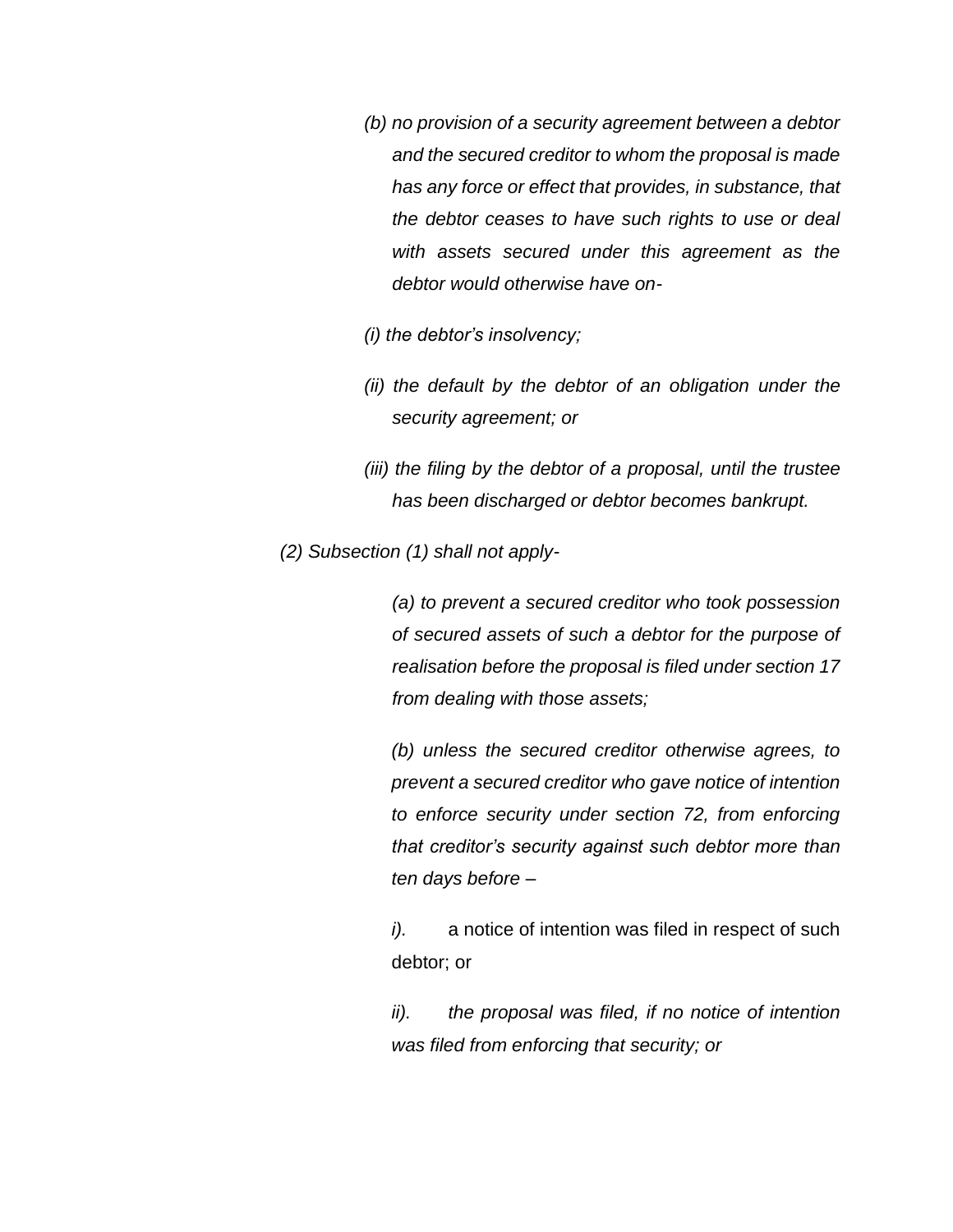*(b) no provision of a security agreement between a debtor and the secured creditor to whom the proposal is made has any force or effect that provides, in substance, that the debtor ceases to have such rights to use or deal with assets secured under this agreement as the debtor would otherwise have on-*

*(i) the debtor's insolvency;*

*(ii) the default by the debtor of an obligation under the security agreement; or*

*(iii) the filing by the debtor of a proposal, until the trustee has been discharged or debtor becomes bankrupt.*

*(2) Subsection (1) shall not apply-*

*(a) to prevent a secured creditor who took possession of secured assets of such a debtor for the purpose of realisation before the proposal is filed under section 17 from dealing with those assets;*

*(b) unless the secured creditor otherwise agrees, to prevent a secured creditor who gave notice of intention to enforce security under section 72, from enforcing that creditor's security against such debtor more than ten days before –*

*i).* a notice of intention was filed in respect of such debtor; or

*ii). the proposal was filed, if no notice of intention was filed from enforcing that security; or*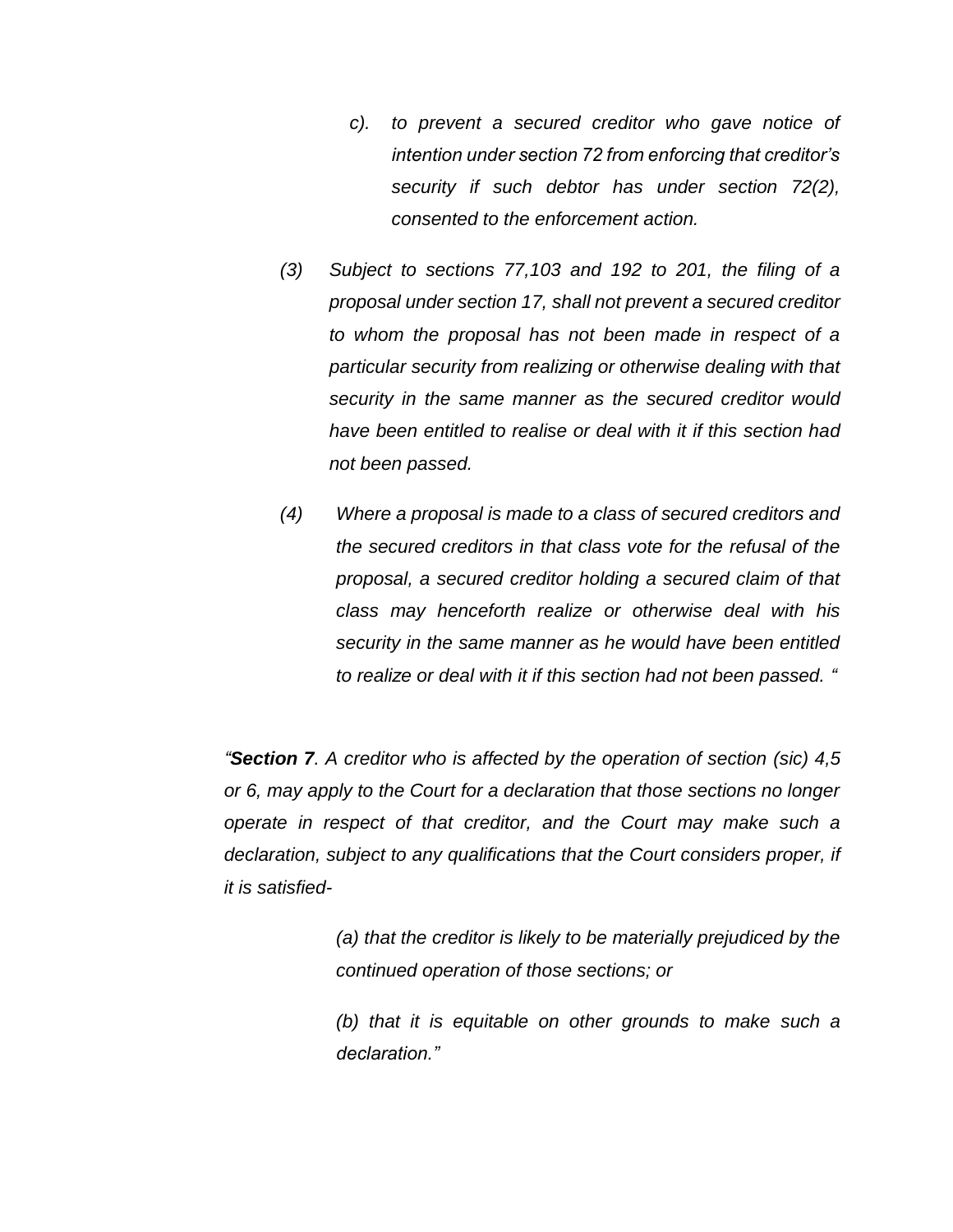> *c). to prevent a secured creditor who gave notice of intention under section 72 from enforcing that creditor's security if such debtor has under section 72(2), consented to the enforcement action.*

*(3) Subject to sections 77,103 and 192 to 201, the filing of a proposal under section 17, shall not prevent a secured creditor to whom the proposal has not been made in respect of a particular security from realizing or otherwise dealing with that security in the same manner as the secured creditor would have been entitled to realise or deal with it if this section had not been passed.*

*(4) Where a proposal is made to a class of secured creditors and the secured creditors in that class vote for the refusal of the proposal, a secured creditor holding a secured claim of that class may henceforth realize or otherwise deal with his security in the same manner as he would have been entitled to realize or deal with it if this section had not been passed. "*

*"**Section 7**. A creditor who is affected by the operation of section (sic) 4,5 or 6, may apply to the Court for a declaration that those sections no longer operate in respect of that creditor, and the Court may make such a declaration, subject to any qualifications that the Court considers proper, if it is satisfied-*

> *(a) that the creditor is likely to be materially prejudiced by the continued operation of those sections; or*
>
> *(b) that it is equitable on other grounds to make such a declaration."*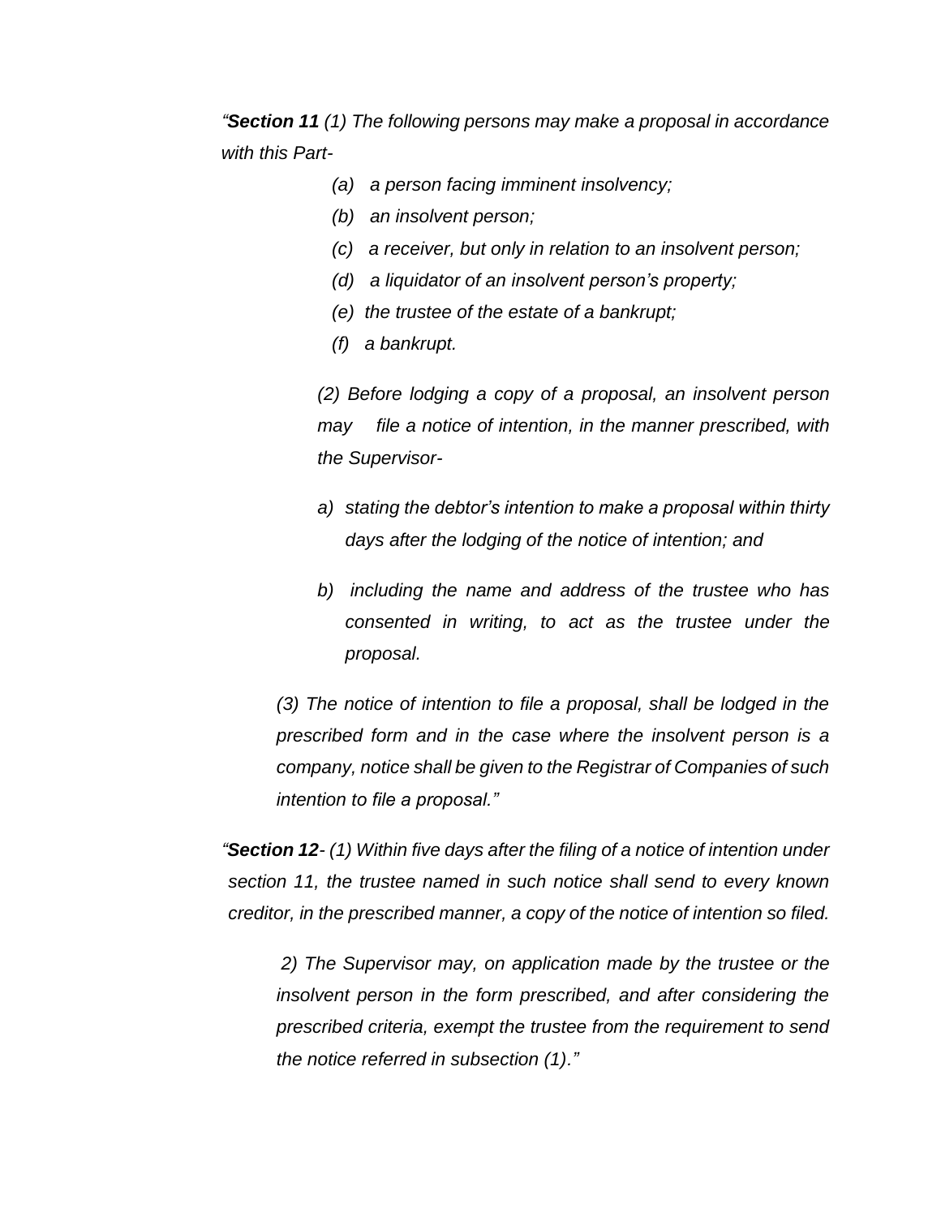*“**Section 11** (1) The following persons may make a proposal in accordance with this Part-*

> *(a) a person facing imminent insolvency;*
>
> *(b) an insolvent person;*
>
> *(c) a receiver, but only in relation to an insolvent person;*
>
> *(d) a liquidator of an insolvent person’s property;*
>
> *(e) the trustee of the estate of a bankrupt;*
>
> *(f) a bankrupt.*

*(2) Before lodging a copy of a proposal, an insolvent person may file a notice of intention, in the manner prescribed, with the Supervisor-*

> *a) stating the debtor’s intention to make a proposal within thirty days after the lodging of the notice of intention; and*
>
> *b) including the name and address of the trustee who has consented in writing, to act as the trustee under the proposal.*

*(3) The notice of intention to file a proposal, shall be lodged in the prescribed form and in the case where the insolvent person is a company, notice shall be given to the Registrar of Companies of such intention to file a proposal.”*

*“**Section 12**- (1) Within five days after the filing of a notice of intention under section 11, the trustee named in such notice shall send to every known creditor, in the prescribed manner, a copy of the notice of intention so filed.*

*2) The Supervisor may, on application made by the trustee or the insolvent person in the form prescribed, and after considering the prescribed criteria, exempt the trustee from the requirement to send the notice referred in subsection (1).”*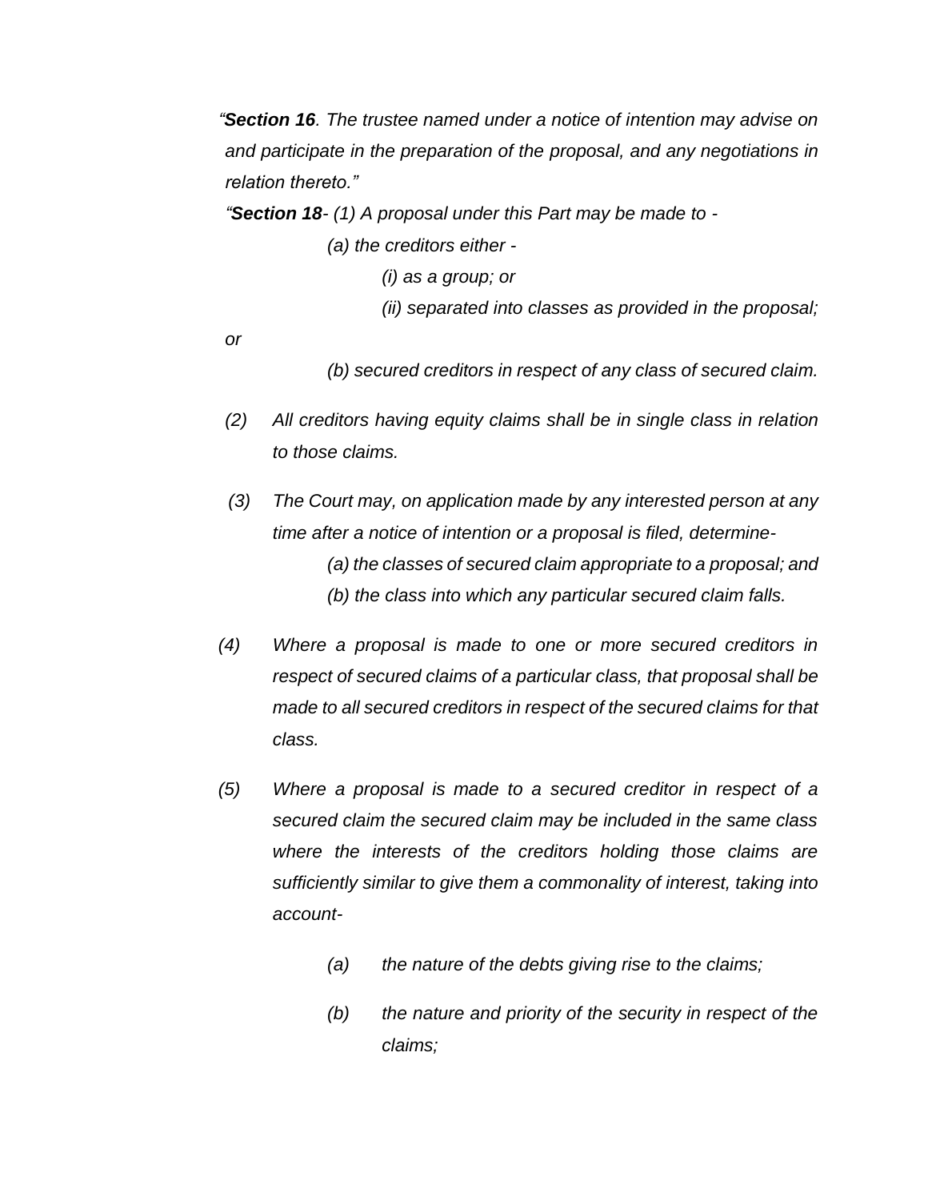*"**Section 16**. The trustee named under a notice of intention may advise on and participate in the preparation of the proposal, and any negotiations in relation thereto."*

*"**Section 18**- (1) A proposal under this Part may be made to -*

*(a) the creditors either -*

*(i) as a group; or*

*(ii) separated into classes as provided in the proposal; or*

*(b) secured creditors in respect of any class of secured claim.*

*(2) All creditors having equity claims shall be in single class in relation to those claims.*

*(3) The Court may, on application made by any interested person at any time after a notice of intention or a proposal is filed, determine-*

*(a) the classes of secured claim appropriate to a proposal; and*

*(b) the class into which any particular secured claim falls.*

*(4) Where a proposal is made to one or more secured creditors in respect of secured claims of a particular class, that proposal shall be made to all secured creditors in respect of the secured claims for that class.*

*(5) Where a proposal is made to a secured creditor in respect of a secured claim the secured claim may be included in the same class where the interests of the creditors holding those claims are sufficiently similar to give them a commonality of interest, taking into account-*

*(a) the nature of the debts giving rise to the claims;*

*(b) the nature and priority of the security in respect of the claims;*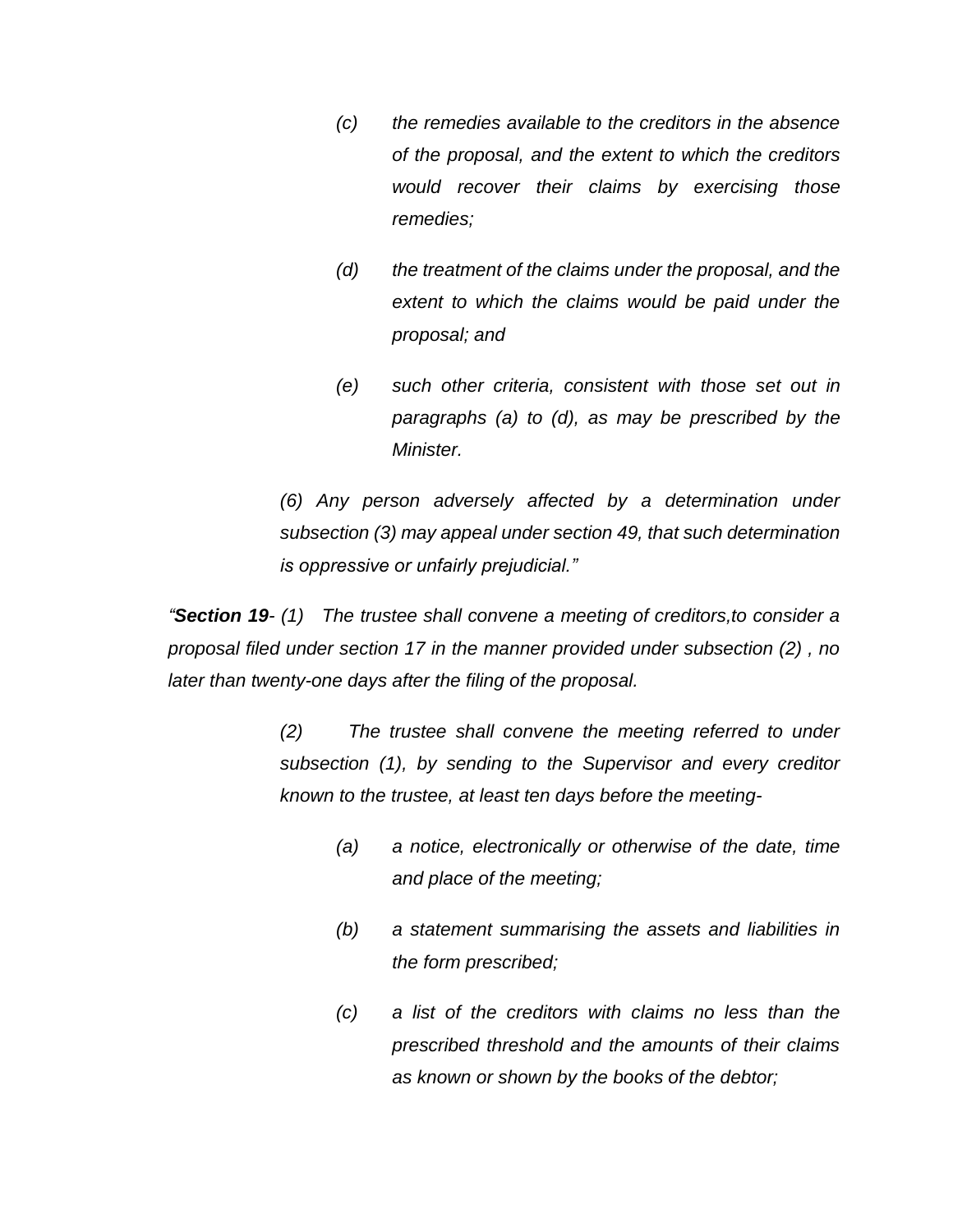*(c) the remedies available to the creditors in the absence of the proposal, and the extent to which the creditors would recover their claims by exercising those remedies;*

*(d) the treatment of the claims under the proposal, and the extent to which the claims would be paid under the proposal; and*

*(e) such other criteria, consistent with those set out in paragraphs (a) to (d), as may be prescribed by the Minister.*

*(6) Any person adversely affected by a determination under subsection (3) may appeal under section 49, that such determination is oppressive or unfairly prejudicial."*

*"**Section 19**- (1) The trustee shall convene a meeting of creditors,to consider a proposal filed under section 17 in the manner provided under subsection (2) , no later than twenty-one days after the filing of the proposal.*

*(2) The trustee shall convene the meeting referred to under subsection (1), by sending to the Supervisor and every creditor known to the trustee, at least ten days before the meeting-*

*(a) a notice, electronically or otherwise of the date, time and place of the meeting;*

*(b) a statement summarising the assets and liabilities in the form prescribed;*

*(c) a list of the creditors with claims no less than the prescribed threshold and the amounts of their claims as known or shown by the books of the debtor;*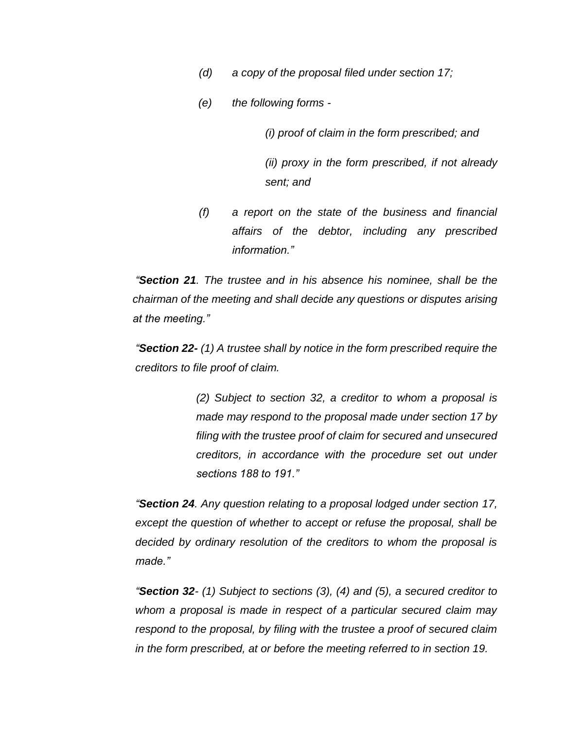*(d) a copy of the proposal filed under section 17;*

*(e) the following forms -*

*(i) proof of claim in the form prescribed; and*

*(ii) proxy in the form prescribed, if not already sent; and*

*(f) a report on the state of the business and financial affairs of the debtor, including any prescribed information."*

*"**Section 21**. The trustee and in his absence his nominee, shall be the chairman of the meeting and shall decide any questions or disputes arising at the meeting."*

*"**Section 22-** (1) A trustee shall by notice in the form prescribed require the creditors to file proof of claim.*

*(2) Subject to section 32, a creditor to whom a proposal is made may respond to the proposal made under section 17 by filing with the trustee proof of claim for secured and unsecured creditors, in accordance with the procedure set out under sections 188 to 191."*

*"**Section 24**. Any question relating to a proposal lodged under section 17, except the question of whether to accept or refuse the proposal, shall be decided by ordinary resolution of the creditors to whom the proposal is made."*

*"**Section 32**- (1) Subject to sections (3), (4) and (5), a secured creditor to whom a proposal is made in respect of a particular secured claim may respond to the proposal, by filing with the trustee a proof of secured claim in the form prescribed, at or before the meeting referred to in section 19.*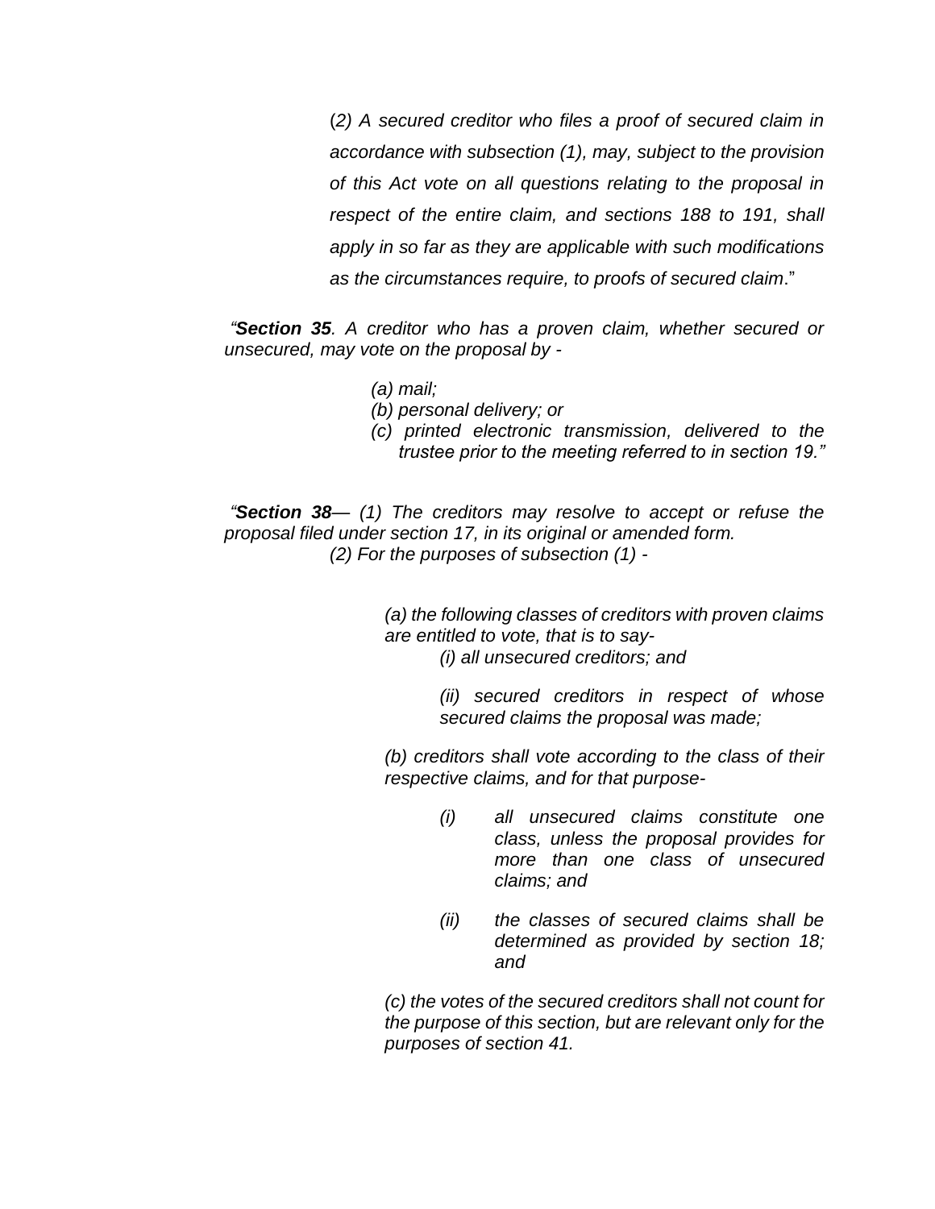*(2) A secured creditor who files a proof of secured claim in accordance with subsection (1), may, subject to the provision of this Act vote on all questions relating to the proposal in respect of the entire claim, and sections 188 to 191, shall apply in so far as they are applicable with such modifications as the circumstances require, to proofs of secured claim*."

*"**Section 35**. A creditor who has a proven claim, whether secured or unsecured, may vote on the proposal by -*

*(a) mail;*
*(b) personal delivery; or*
*(c) printed electronic transmission, delivered to the trustee prior to the meeting referred to in section 19."*

*"**Section 38**— (1) The creditors may resolve to accept or refuse the proposal filed under section 17, in its original or amended form.*
*(2) For the purposes of subsection (1) -*

*(a) the following classes of creditors with proven claims are entitled to vote, that is to say-*

*(i) all unsecured creditors; and*

*(ii) secured creditors in respect of whose secured claims the proposal was made;*

*(b) creditors shall vote according to the class of their respective claims, and for that purpose-*

*(i) all unsecured claims constitute one class, unless the proposal provides for more than one class of unsecured claims; and*

*(ii) the classes of secured claims shall be determined as provided by section 18; and*

*(c) the votes of the secured creditors shall not count for the purpose of this section, but are relevant only for the purposes of section 41.*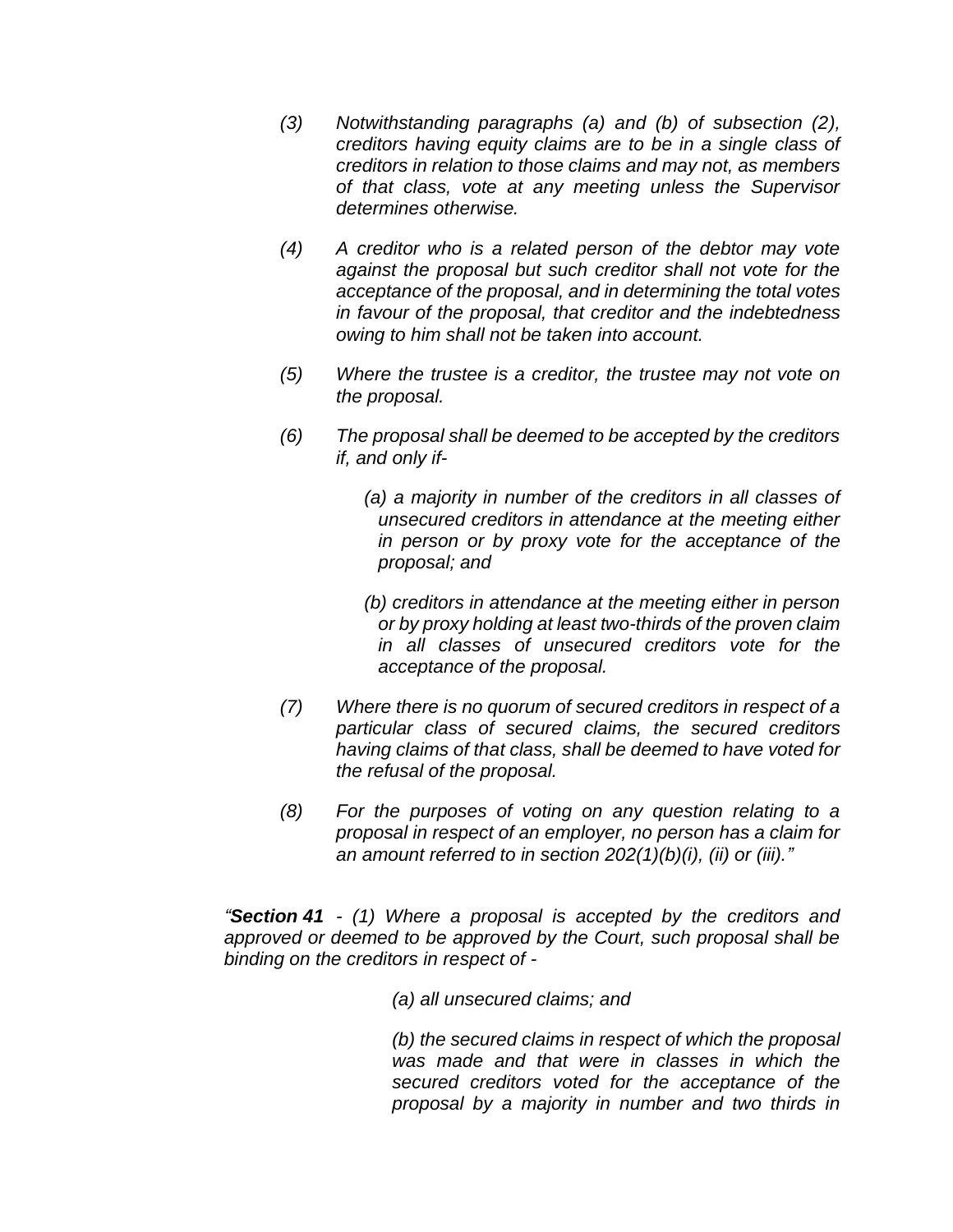*(3) Notwithstanding paragraphs (a) and (b) of subsection (2), creditors having equity claims are to be in a single class of creditors in relation to those claims and may not, as members of that class, vote at any meeting unless the Supervisor determines otherwise.*

*(4) A creditor who is a related person of the debtor may vote against the proposal but such creditor shall not vote for the acceptance of the proposal, and in determining the total votes in favour of the proposal, that creditor and the indebtedness owing to him shall not be taken into account.*

*(5) Where the trustee is a creditor, the trustee may not vote on the proposal.*

*(6) The proposal shall be deemed to be accepted by the creditors if, and only if-*

> *(a) a majority in number of the creditors in all classes of unsecured creditors in attendance at the meeting either in person or by proxy vote for the acceptance of the proposal; and*
>
> *(b) creditors in attendance at the meeting either in person or by proxy holding at least two-thirds of the proven claim in all classes of unsecured creditors vote for the acceptance of the proposal.*

*(7) Where there is no quorum of secured creditors in respect of a particular class of secured claims, the secured creditors having claims of that class, shall be deemed to have voted for the refusal of the proposal.*

*(8) For the purposes of voting on any question relating to a proposal in respect of an employer, no person has a claim for an amount referred to in section 202(1)(b)(i), (ii) or (iii)."*

*"**Section 41** - (1) Where a proposal is accepted by the creditors and approved or deemed to be approved by the Court, such proposal shall be binding on the creditors in respect of -*

> *(a) all unsecured claims; and*
>
> *(b) the secured claims in respect of which the proposal was made and that were in classes in which the secured creditors voted for the acceptance of the proposal by a majority in number and two thirds in*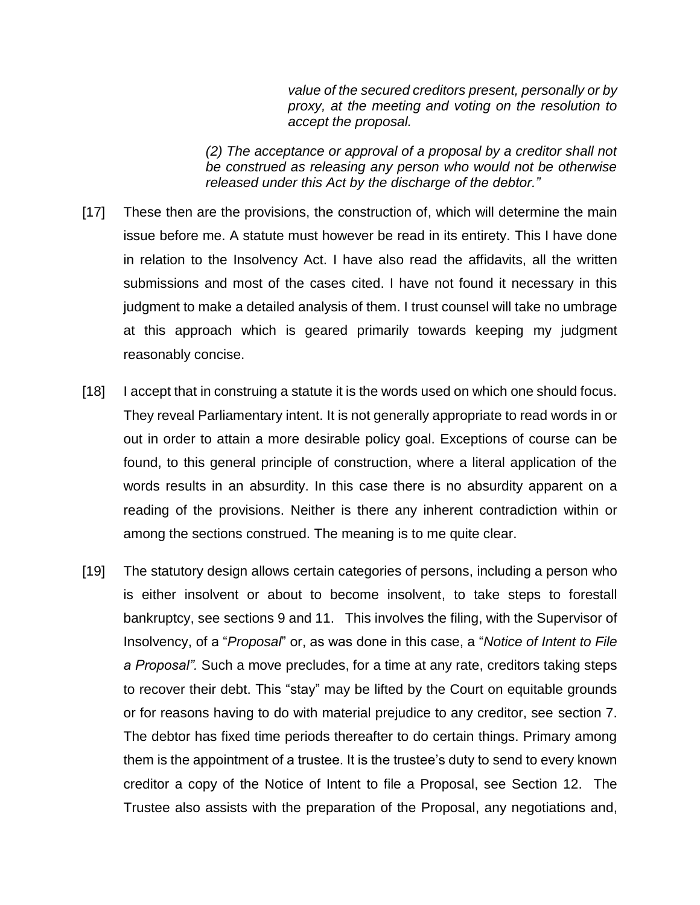> *value of the secured creditors present, personally or by proxy, at the meeting and voting on the resolution to accept the proposal.*
>
> *(2) The acceptance or approval of a proposal by a creditor shall not be construed as releasing any person who would not be otherwise released under this Act by the discharge of the debtor."*

[17] These then are the provisions, the construction of, which will determine the main issue before me. A statute must however be read in its entirety. This I have done in relation to the Insolvency Act. I have also read the affidavits, all the written submissions and most of the cases cited. I have not found it necessary in this judgment to make a detailed analysis of them. I trust counsel will take no umbrage at this approach which is geared primarily towards keeping my judgment reasonably concise.

[18] I accept that in construing a statute it is the words used on which one should focus. They reveal Parliamentary intent. It is not generally appropriate to read words in or out in order to attain a more desirable policy goal. Exceptions of course can be found, to this general principle of construction, where a literal application of the words results in an absurdity. In this case there is no absurdity apparent on a reading of the provisions. Neither is there any inherent contradiction within or among the sections construed. The meaning is to me quite clear.

[19] The statutory design allows certain categories of persons, including a person who is either insolvent or about to become insolvent, to take steps to forestall bankruptcy, see sections 9 and 11. This involves the filing, with the Supervisor of Insolvency, of a "*Proposal*" or, as was done in this case, a "*Notice of Intent to File a Proposal".* Such a move precludes, for a time at any rate, creditors taking steps to recover their debt. This "stay" may be lifted by the Court on equitable grounds or for reasons having to do with material prejudice to any creditor, see section 7. The debtor has fixed time periods thereafter to do certain things. Primary among them is the appointment of a trustee. It is the trustee's duty to send to every known creditor a copy of the Notice of Intent to file a Proposal, see Section 12. The Trustee also assists with the preparation of the Proposal, any negotiations and,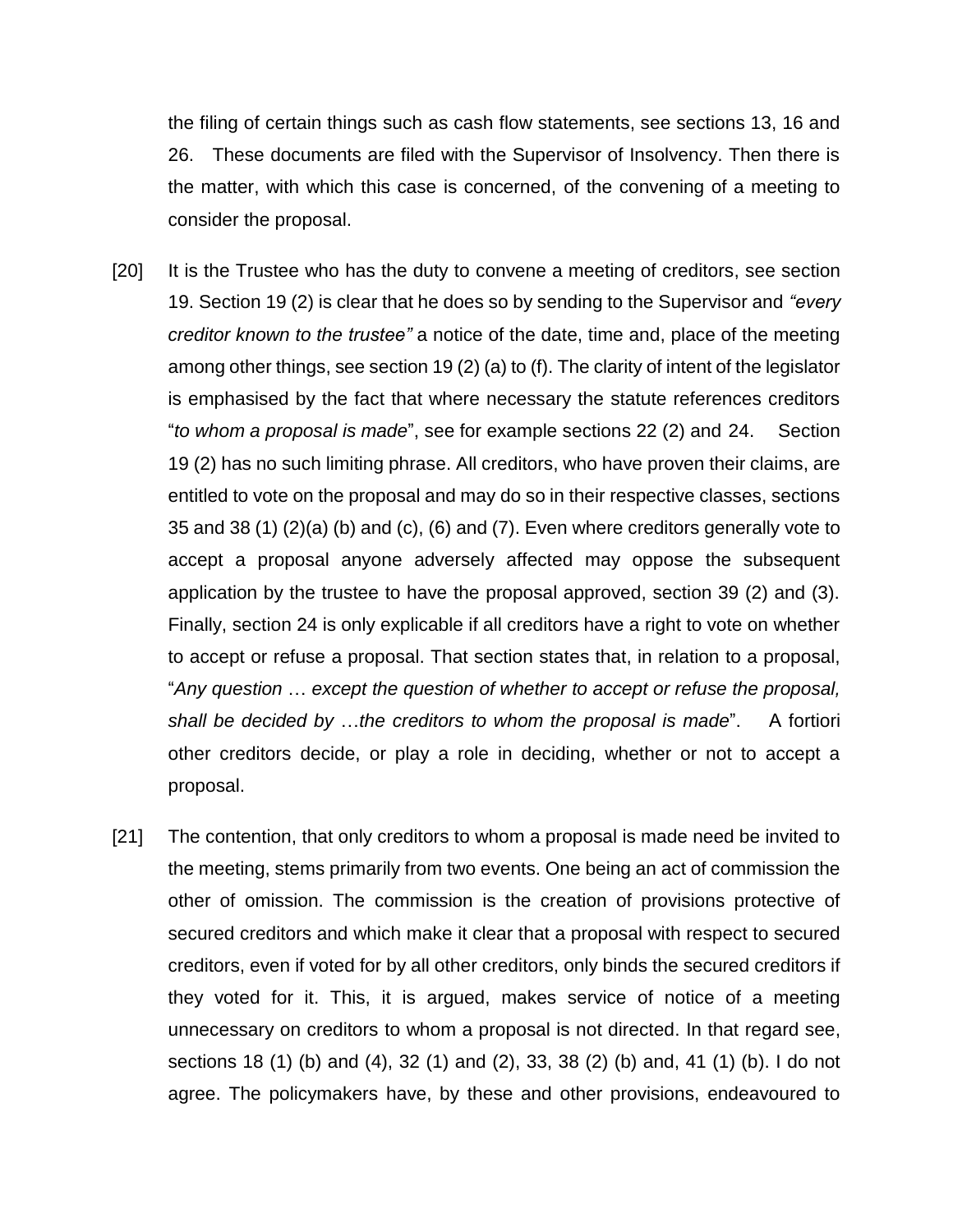the filing of certain things such as cash flow statements, see sections 13, 16 and 26. These documents are filed with the Supervisor of Insolvency. Then there is the matter, with which this case is concerned, of the convening of a meeting to consider the proposal.

[20] It is the Trustee who has the duty to convene a meeting of creditors, see section 19. Section 19 (2) is clear that he does so by sending to the Supervisor and *"every creditor known to the trustee"* a notice of the date, time and, place of the meeting among other things, see section 19 (2) (a) to (f). The clarity of intent of the legislator is emphasised by the fact that where necessary the statute references creditors "*to whom a proposal is made*", see for example sections 22 (2) and 24. Section 19 (2) has no such limiting phrase. All creditors, who have proven their claims, are entitled to vote on the proposal and may do so in their respective classes, sections 35 and 38 (1) (2)(a) (b) and (c), (6) and (7). Even where creditors generally vote to accept a proposal anyone adversely affected may oppose the subsequent application by the trustee to have the proposal approved, section 39 (2) and (3). Finally, section 24 is only explicable if all creditors have a right to vote on whether to accept or refuse a proposal. That section states that, in relation to a proposal, "*Any question … except the question of whether to accept or refuse the proposal, shall be decided by …the creditors to whom the proposal is made*". A fortiori other creditors decide, or play a role in deciding, whether or not to accept a proposal.

[21] The contention, that only creditors to whom a proposal is made need be invited to the meeting, stems primarily from two events. One being an act of commission the other of omission. The commission is the creation of provisions protective of secured creditors and which make it clear that a proposal with respect to secured creditors, even if voted for by all other creditors, only binds the secured creditors if they voted for it. This, it is argued, makes service of notice of a meeting unnecessary on creditors to whom a proposal is not directed. In that regard see, sections 18 (1) (b) and (4), 32 (1) and (2), 33, 38 (2) (b) and, 41 (1) (b). I do not agree. The policymakers have, by these and other provisions, endeavoured to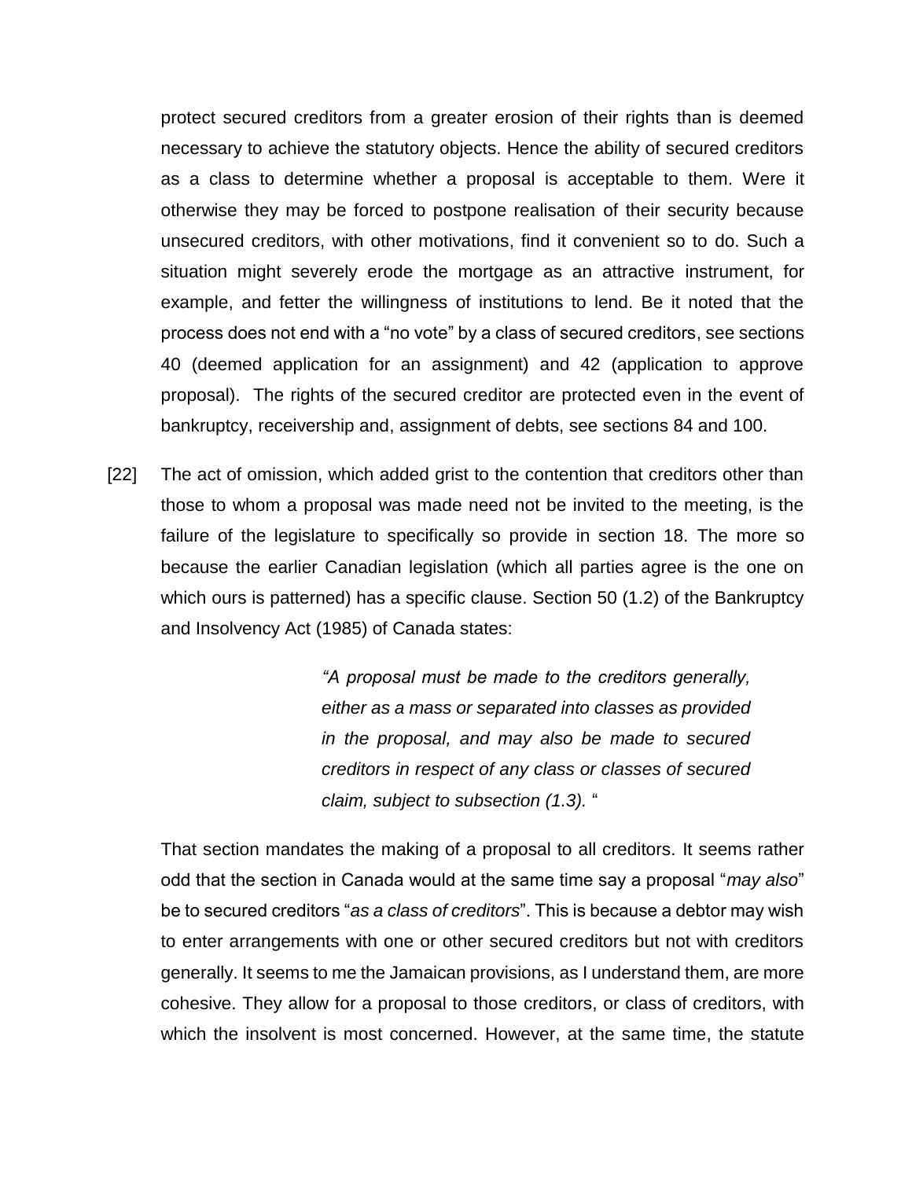protect secured creditors from a greater erosion of their rights than is deemed necessary to achieve the statutory objects. Hence the ability of secured creditors as a class to determine whether a proposal is acceptable to them. Were it otherwise they may be forced to postpone realisation of their security because unsecured creditors, with other motivations, find it convenient so to do. Such a situation might severely erode the mortgage as an attractive instrument, for example, and fetter the willingness of institutions to lend. Be it noted that the process does not end with a "no vote" by a class of secured creditors, see sections 40 (deemed application for an assignment) and 42 (application to approve proposal). The rights of the secured creditor are protected even in the event of bankruptcy, receivership and, assignment of debts, see sections 84 and 100.

[22] The act of omission, which added grist to the contention that creditors other than those to whom a proposal was made need not be invited to the meeting, is the failure of the legislature to specifically so provide in section 18. The more so because the earlier Canadian legislation (which all parties agree is the one on which ours is patterned) has a specific clause. Section 50 (1.2) of the Bankruptcy and Insolvency Act (1985) of Canada states:

> *"A proposal must be made to the creditors generally, either as a mass or separated into classes as provided in the proposal, and may also be made to secured creditors in respect of any class or classes of secured claim, subject to subsection (1.3).* "

That section mandates the making of a proposal to all creditors. It seems rather odd that the section in Canada would at the same time say a proposal "*may also*" be to secured creditors "*as a class of creditors*". This is because a debtor may wish to enter arrangements with one or other secured creditors but not with creditors generally. It seems to me the Jamaican provisions, as I understand them, are more cohesive. They allow for a proposal to those creditors, or class of creditors, with which the insolvent is most concerned. However, at the same time, the statute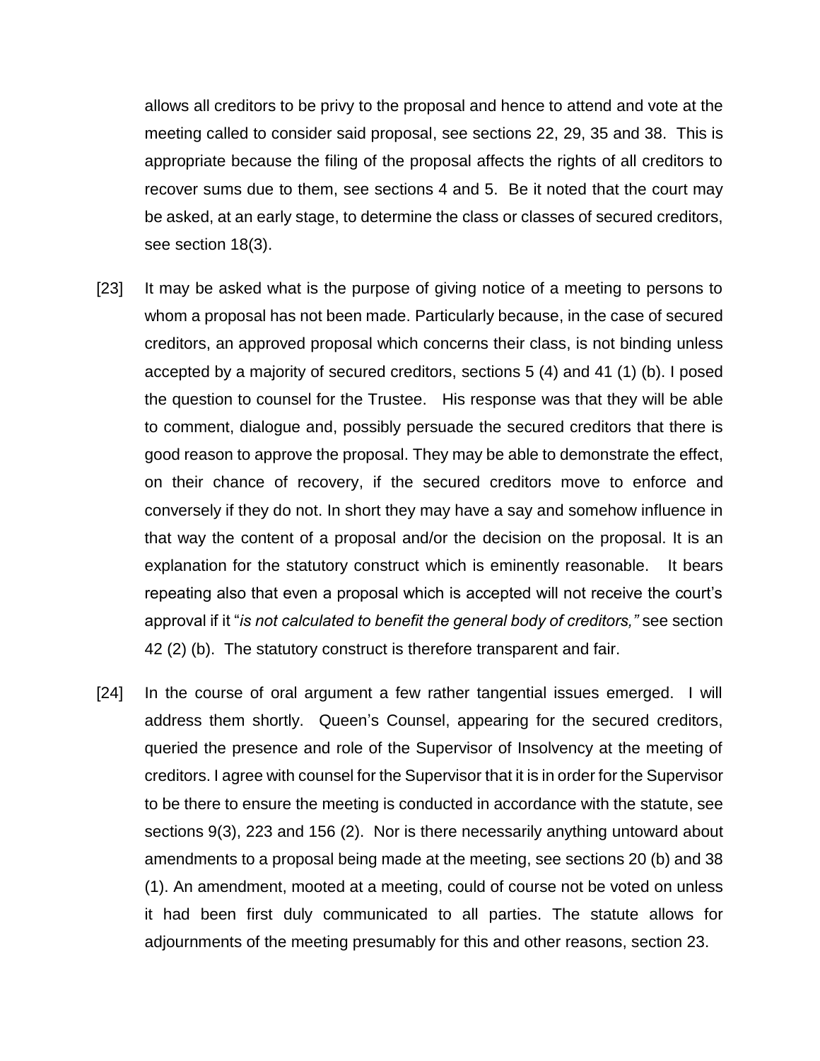allows all creditors to be privy to the proposal and hence to attend and vote at the meeting called to consider said proposal, see sections 22, 29, 35 and 38. This is appropriate because the filing of the proposal affects the rights of all creditors to recover sums due to them, see sections 4 and 5. Be it noted that the court may be asked, at an early stage, to determine the class or classes of secured creditors, see section 18(3).

[23] It may be asked what is the purpose of giving notice of a meeting to persons to whom a proposal has not been made. Particularly because, in the case of secured creditors, an approved proposal which concerns their class, is not binding unless accepted by a majority of secured creditors, sections 5 (4) and 41 (1) (b). I posed the question to counsel for the Trustee. His response was that they will be able to comment, dialogue and, possibly persuade the secured creditors that there is good reason to approve the proposal. They may be able to demonstrate the effect, on their chance of recovery, if the secured creditors move to enforce and conversely if they do not. In short they may have a say and somehow influence in that way the content of a proposal and/or the decision on the proposal. It is an explanation for the statutory construct which is eminently reasonable. It bears repeating also that even a proposal which is accepted will not receive the court's approval if it "*is not calculated to benefit the general body of creditors,"* see section 42 (2) (b). The statutory construct is therefore transparent and fair.

[24] In the course of oral argument a few rather tangential issues emerged. I will address them shortly. Queen's Counsel, appearing for the secured creditors, queried the presence and role of the Supervisor of Insolvency at the meeting of creditors. I agree with counsel for the Supervisor that it is in order for the Supervisor to be there to ensure the meeting is conducted in accordance with the statute, see sections 9(3), 223 and 156 (2). Nor is there necessarily anything untoward about amendments to a proposal being made at the meeting, see sections 20 (b) and 38 (1). An amendment, mooted at a meeting, could of course not be voted on unless it had been first duly communicated to all parties. The statute allows for adjournments of the meeting presumably for this and other reasons, section 23.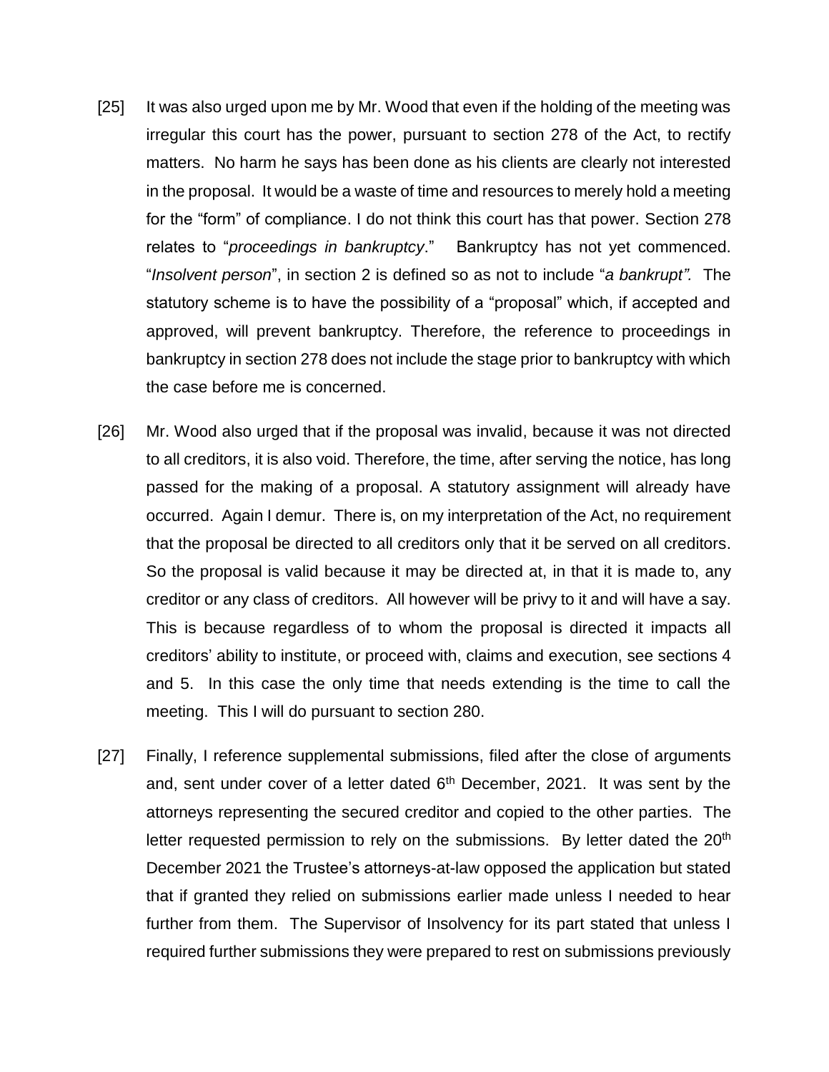[25] It was also urged upon me by Mr. Wood that even if the holding of the meeting was irregular this court has the power, pursuant to section 278 of the Act, to rectify matters. No harm he says has been done as his clients are clearly not interested in the proposal. It would be a waste of time and resources to merely hold a meeting for the "form" of compliance. I do not think this court has that power. Section 278 relates to "*proceedings in bankruptcy*." Bankruptcy has not yet commenced. "*Insolvent person*", in section 2 is defined so as not to include "*a bankrupt".* The statutory scheme is to have the possibility of a "proposal" which, if accepted and approved, will prevent bankruptcy. Therefore, the reference to proceedings in bankruptcy in section 278 does not include the stage prior to bankruptcy with which the case before me is concerned.

[26] Mr. Wood also urged that if the proposal was invalid, because it was not directed to all creditors, it is also void. Therefore, the time, after serving the notice, has long passed for the making of a proposal. A statutory assignment will already have occurred. Again I demur. There is, on my interpretation of the Act, no requirement that the proposal be directed to all creditors only that it be served on all creditors. So the proposal is valid because it may be directed at, in that it is made to, any creditor or any class of creditors. All however will be privy to it and will have a say. This is because regardless of to whom the proposal is directed it impacts all creditors' ability to institute, or proceed with, claims and execution, see sections 4 and 5. In this case the only time that needs extending is the time to call the meeting. This I will do pursuant to section 280.

[27] Finally, I reference supplemental submissions, filed after the close of arguments and, sent under cover of a letter dated 6th December, 2021. It was sent by the attorneys representing the secured creditor and copied to the other parties. The letter requested permission to rely on the submissions. By letter dated the 20th December 2021 the Trustee's attorneys-at-law opposed the application but stated that if granted they relied on submissions earlier made unless I needed to hear further from them. The Supervisor of Insolvency for its part stated that unless I required further submissions they were prepared to rest on submissions previously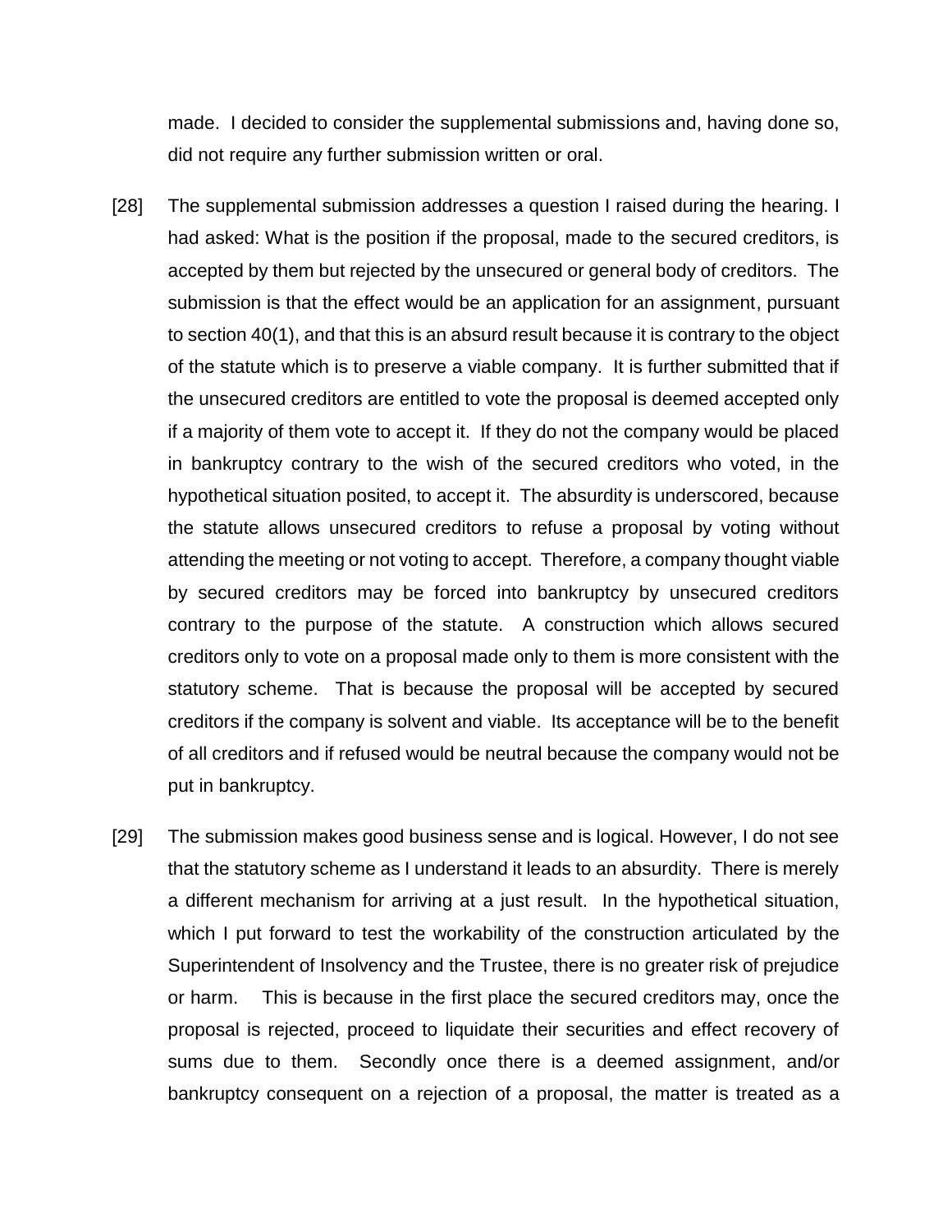made. I decided to consider the supplemental submissions and, having done so, did not require any further submission written or oral.

[28] The supplemental submission addresses a question I raised during the hearing. I had asked: What is the position if the proposal, made to the secured creditors, is accepted by them but rejected by the unsecured or general body of creditors. The submission is that the effect would be an application for an assignment, pursuant to section 40(1), and that this is an absurd result because it is contrary to the object of the statute which is to preserve a viable company. It is further submitted that if the unsecured creditors are entitled to vote the proposal is deemed accepted only if a majority of them vote to accept it. If they do not the company would be placed in bankruptcy contrary to the wish of the secured creditors who voted, in the hypothetical situation posited, to accept it. The absurdity is underscored, because the statute allows unsecured creditors to refuse a proposal by voting without attending the meeting or not voting to accept. Therefore, a company thought viable by secured creditors may be forced into bankruptcy by unsecured creditors contrary to the purpose of the statute. A construction which allows secured creditors only to vote on a proposal made only to them is more consistent with the statutory scheme. That is because the proposal will be accepted by secured creditors if the company is solvent and viable. Its acceptance will be to the benefit of all creditors and if refused would be neutral because the company would not be put in bankruptcy.

[29] The submission makes good business sense and is logical. However, I do not see that the statutory scheme as I understand it leads to an absurdity. There is merely a different mechanism for arriving at a just result. In the hypothetical situation, which I put forward to test the workability of the construction articulated by the Superintendent of Insolvency and the Trustee, there is no greater risk of prejudice or harm. This is because in the first place the secured creditors may, once the proposal is rejected, proceed to liquidate their securities and effect recovery of sums due to them. Secondly once there is a deemed assignment, and/or bankruptcy consequent on a rejection of a proposal, the matter is treated as a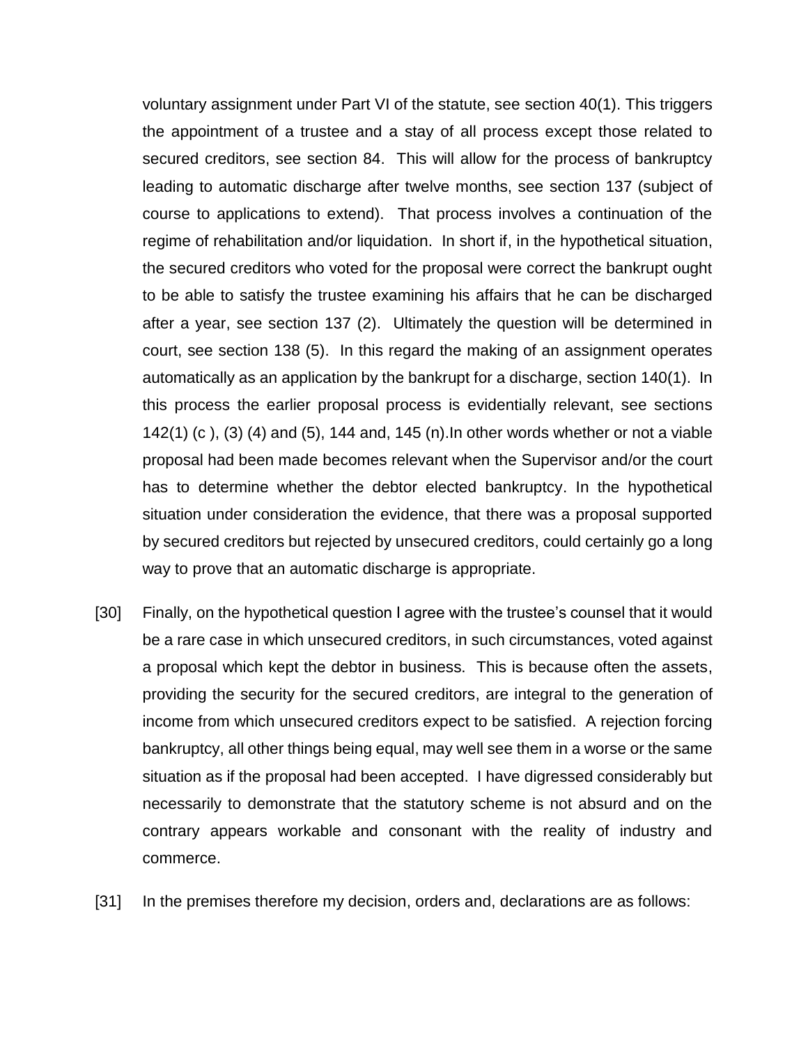voluntary assignment under Part VI of the statute, see section 40(1). This triggers the appointment of a trustee and a stay of all process except those related to secured creditors, see section 84. This will allow for the process of bankruptcy leading to automatic discharge after twelve months, see section 137 (subject of course to applications to extend). That process involves a continuation of the regime of rehabilitation and/or liquidation. In short if, in the hypothetical situation, the secured creditors who voted for the proposal were correct the bankrupt ought to be able to satisfy the trustee examining his affairs that he can be discharged after a year, see section 137 (2). Ultimately the question will be determined in court, see section 138 (5). In this regard the making of an assignment operates automatically as an application by the bankrupt for a discharge, section 140(1). In this process the earlier proposal process is evidentially relevant, see sections 142(1) (c ), (3) (4) and (5), 144 and, 145 (n).In other words whether or not a viable proposal had been made becomes relevant when the Supervisor and/or the court has to determine whether the debtor elected bankruptcy. In the hypothetical situation under consideration the evidence, that there was a proposal supported by secured creditors but rejected by unsecured creditors, could certainly go a long way to prove that an automatic discharge is appropriate.

[30] Finally, on the hypothetical question I agree with the trustee's counsel that it would be a rare case in which unsecured creditors, in such circumstances, voted against a proposal which kept the debtor in business. This is because often the assets, providing the security for the secured creditors, are integral to the generation of income from which unsecured creditors expect to be satisfied. A rejection forcing bankruptcy, all other things being equal, may well see them in a worse or the same situation as if the proposal had been accepted. I have digressed considerably but necessarily to demonstrate that the statutory scheme is not absurd and on the contrary appears workable and consonant with the reality of industry and commerce.

[31] In the premises therefore my decision, orders and, declarations are as follows: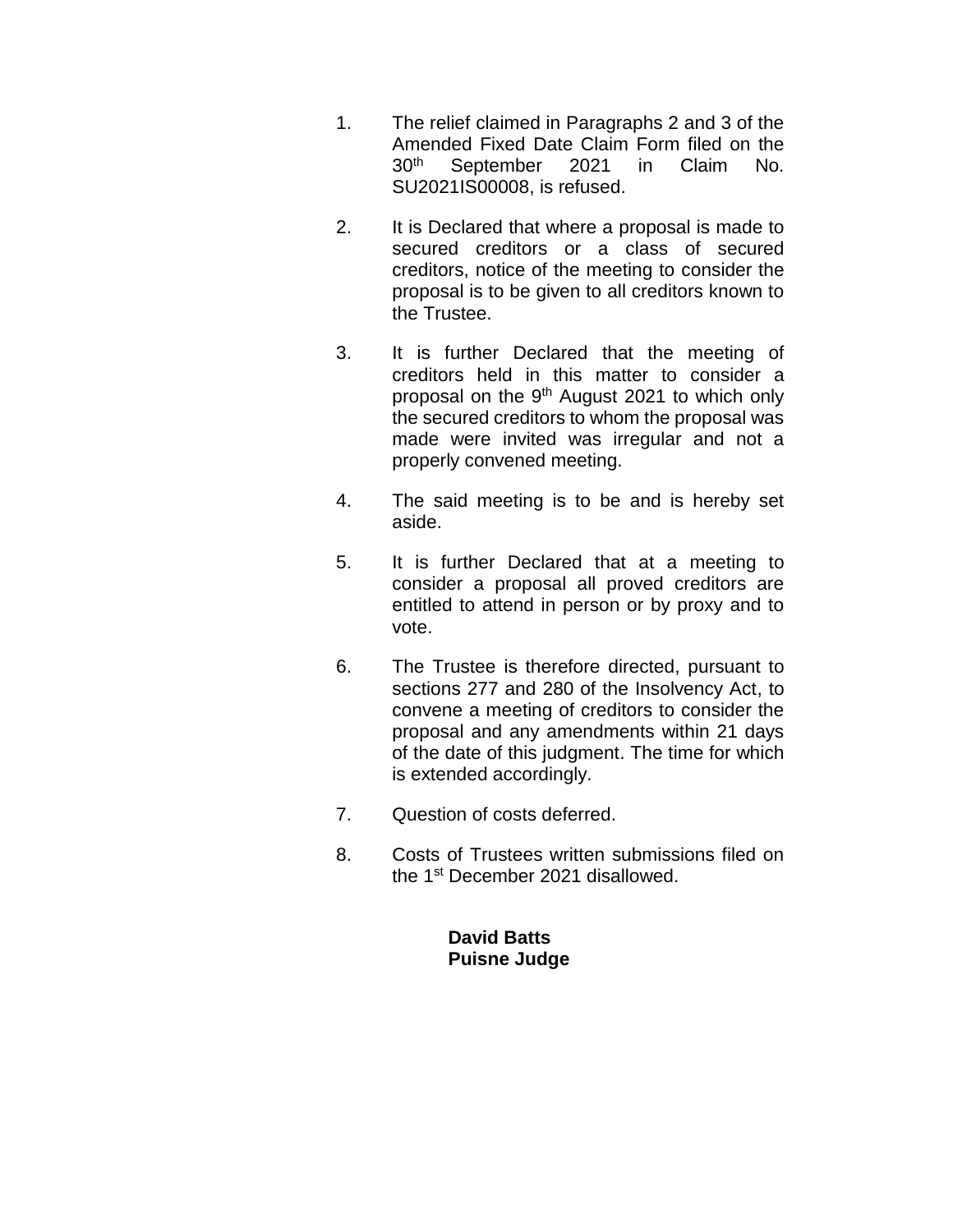1. The relief claimed in Paragraphs 2 and 3 of the Amended Fixed Date Claim Form filed on the 30th September 2021 in Claim No. SU2021IS00008, is refused.

2. It is Declared that where a proposal is made to secured creditors or a class of secured creditors, notice of the meeting to consider the proposal is to be given to all creditors known to the Trustee.

3. It is further Declared that the meeting of creditors held in this matter to consider a proposal on the 9th August 2021 to which only the secured creditors to whom the proposal was made were invited was irregular and not a properly convened meeting.

4. The said meeting is to be and is hereby set aside.

5. It is further Declared that at a meeting to consider a proposal all proved creditors are entitled to attend in person or by proxy and to vote.

6. The Trustee is therefore directed, pursuant to sections 277 and 280 of the Insolvency Act, to convene a meeting of creditors to consider the proposal and any amendments within 21 days of the date of this judgment. The time for which is extended accordingly.

7. Question of costs deferred.

8. Costs of Trustees written submissions filed on the 1st December 2021 disallowed.

**David Batts**
**Puisne Judge**